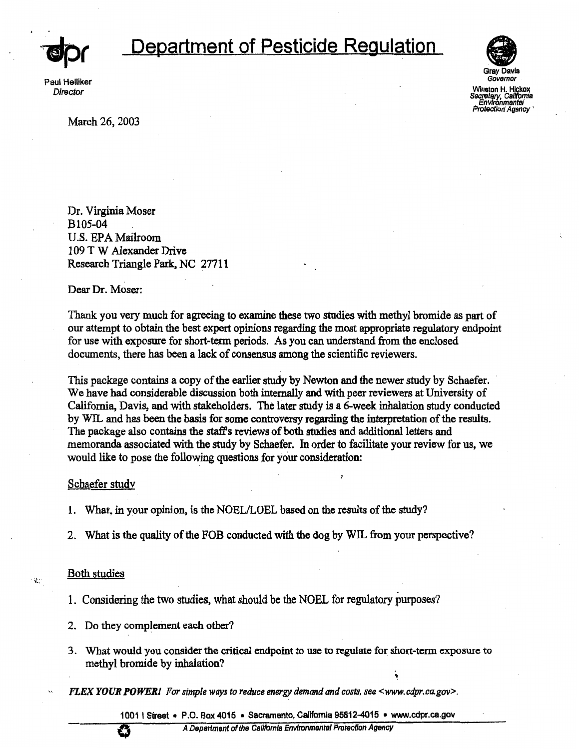# Department of Pesticide Regulation

Paul Helliker
*Director*

Gray Davis
*Governor*

Winston H. Hickox
*Secretary, California Environmental Protection Agency*

March 26, 2003

Dr. Virginia Moser
B105-04
U.S. EPA Mailroom
109 T W Alexander Drive
Research Triangle Park, NC 27711

Dear Dr. Moser:

Thank you very much for agreeing to examine these two studies with methyl bromide as part of our attempt to obtain the best expert opinions regarding the most appropriate regulatory endpoint for use with exposure for short-term periods. As you can understand from the enclosed documents, there has been a lack of consensus among the scientific reviewers.

This package contains a copy of the earlier study by Newton and the newer study by Schaefer. We have had considerable discussion both internally and with peer reviewers at University of California, Davis, and with stakeholders. The later study is a 6-week inhalation study conducted by WIL and has been the basis for some controversy regarding the interpretation of the results. The package also contains the staff's reviews of both studies and additional letters and memoranda associated with the study by Schaefer. In order to facilitate your review for us, we would like to pose the following questions for your consideration:

Schaefer study

1. What, in your opinion, is the NOEL/LOEL based on the results of the study?
2. What is the quality of the FOB conducted with the dog by WIL from your perspective?

Both studies

1. Considering the two studies, what should be the NOEL for regulatory purposes?
2. Do they complement each other?
3. What would you consider the critical endpoint to use to regulate for short-term exposure to methyl bromide by inhalation?

*FLEX YOUR POWER! For simple ways to reduce energy demand and costs, see <www.cdpr.ca.gov>.*

1001 I Street • P.O. Box 4015 • Sacramento, California 95812-4015 • www.cdpr.ca.gov

*A Department of the California Environmental Protection Agency*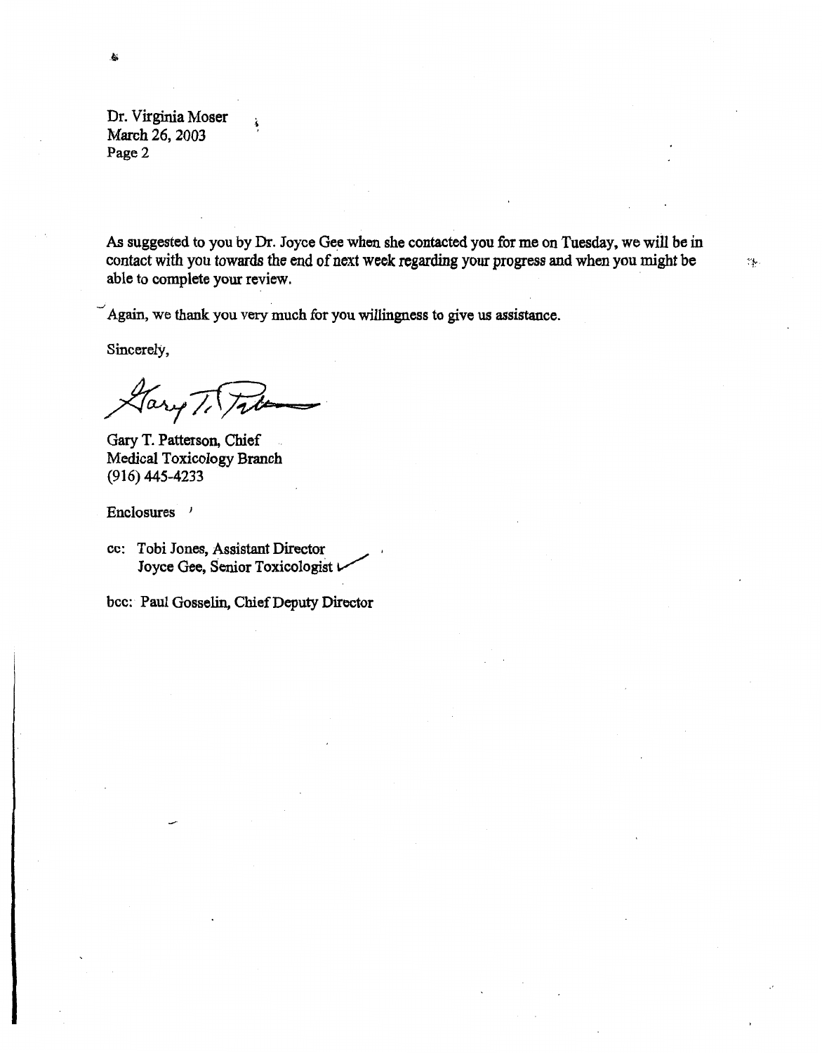Dr. Virginia Moser
March 26, 2003
Page 2

As suggested to you by Dr. Joyce Gee when she contacted you for me on Tuesday, we will be in contact with you towards the end of next week regarding your progress and when you might be able to complete your review.

Again, we thank you very much for you willingness to give us assistance.

Sincerely,

Gary T. Patterson, Chief
Medical Toxicology Branch
(916) 445-4233

Enclosures

cc: Tobi Jones, Assistant Director
Joyce Gee, Senior Toxicologist

bcc: Paul Gosselin, Chief Deputy Director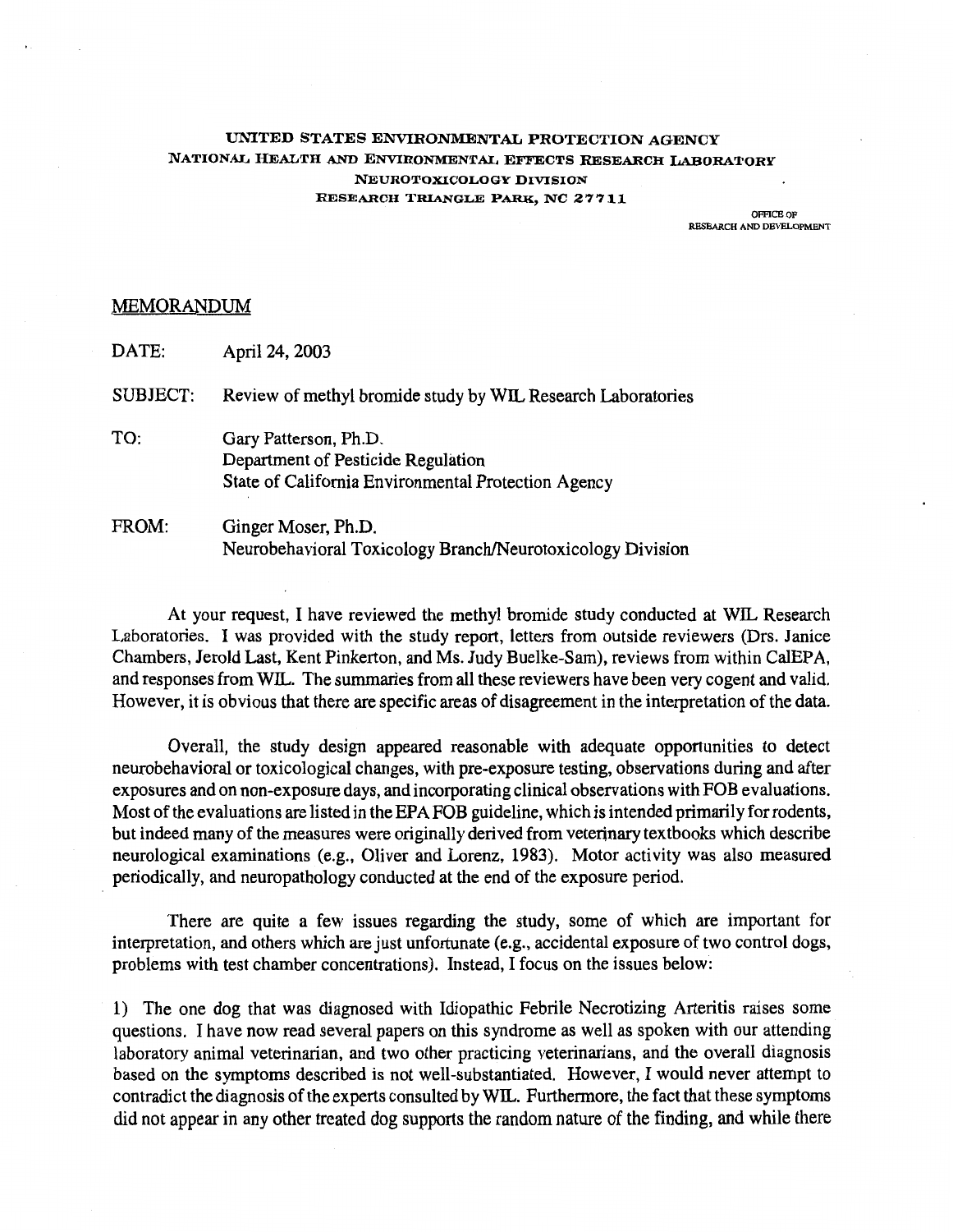UNITED STATES ENVIRONMENTAL PROTECTION AGENCY
NATIONAL HEALTH AND ENVIRONMENTAL EFFECTS RESEARCH LABORATORY
NEUROTOXICOLOGY DIVISION
RESEARCH TRIANGLE PARK, NC 27711

OFFICE OF
RESEARCH AND DEVELOPMENT

## MEMORANDUM

DATE: April 24, 2003

SUBJECT: Review of methyl bromide study by WIL Research Laboratories

TO: Gary Patterson, Ph.D.
Department of Pesticide Regulation
State of California Environmental Protection Agency

FROM: Ginger Moser, Ph.D.
Neurobehavioral Toxicology Branch/Neurotoxicology Division

At your request, I have reviewed the methyl bromide study conducted at WIL Research Laboratories. I was provided with the study report, letters from outside reviewers (Drs. Janice Chambers, Jerold Last, Kent Pinkerton, and Ms. Judy Buelke-Sam), reviews from within CalEPA, and responses from WIL. The summaries from all these reviewers have been very cogent and valid. However, it is obvious that there are specific areas of disagreement in the interpretation of the data.

Overall, the study design appeared reasonable with adequate opportunities to detect neurobehavioral or toxicological changes, with pre-exposure testing, observations during and after exposures and on non-exposure days, and incorporating clinical observations with FOB evaluations. Most of the evaluations are listed in the EPA FOB guideline, which is intended primarily for rodents, but indeed many of the measures were originally derived from veterinary textbooks which describe neurological examinations (e.g., Oliver and Lorenz, 1983). Motor activity was also measured periodically, and neuropathology conducted at the end of the exposure period.

There are quite a few issues regarding the study, some of which are important for interpretation, and others which are just unfortunate (e.g., accidental exposure of two control dogs, problems with test chamber concentrations). Instead, I focus on the issues below:

1) The one dog that was diagnosed with Idiopathic Febrile Necrotizing Arteritis raises some questions. I have now read several papers on this syndrome as well as spoken with our attending laboratory animal veterinarian, and two other practicing veterinarians, and the overall diagnosis based on the symptoms described is not well-substantiated. However, I would never attempt to contradict the diagnosis of the experts consulted by WIL. Furthermore, the fact that these symptoms did not appear in any other treated dog supports the random nature of the finding, and while there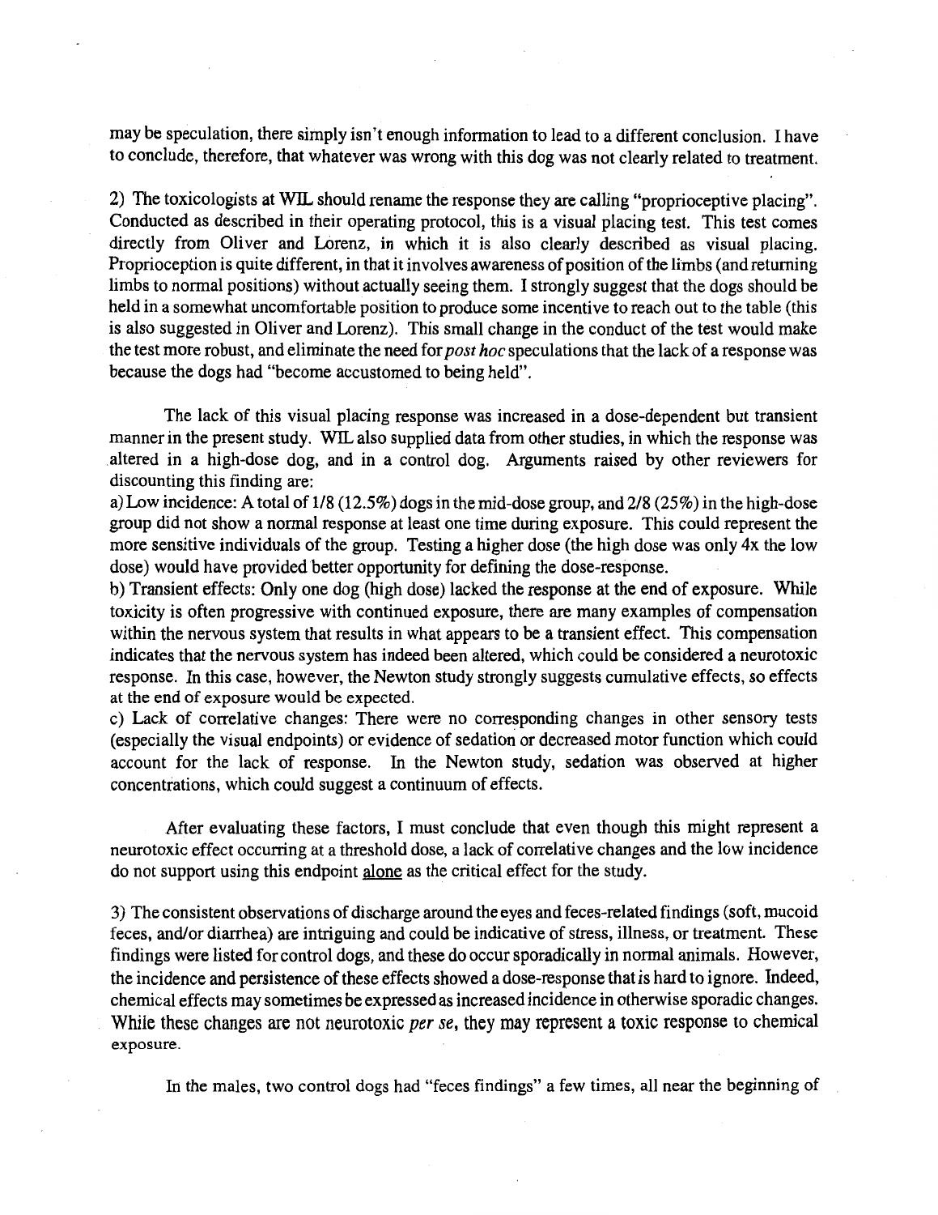may be speculation, there simply isn't enough information to lead to a different conclusion. I have to conclude, therefore, that whatever was wrong with this dog was not clearly related to treatment.

2) The toxicologists at WIL should rename the response they are calling "proprioceptive placing". Conducted as described in their operating protocol, this is a visual placing test. This test comes directly from Oliver and Lorenz, in which it is also clearly described as visual placing. Proprioception is quite different, in that it involves awareness of position of the limbs (and returning limbs to normal positions) without actually seeing them. I strongly suggest that the dogs should be held in a somewhat uncomfortable position to produce some incentive to reach out to the table (this is also suggested in Oliver and Lorenz). This small change in the conduct of the test would make the test more robust, and eliminate the need for *post hoc* speculations that the lack of a response was because the dogs had "become accustomed to being held".

The lack of this visual placing response was increased in a dose-dependent but transient manner in the present study. WIL also supplied data from other studies, in which the response was altered in a high-dose dog, and in a control dog. Arguments raised by other reviewers for discounting this finding are:

a) Low incidence: A total of 1/8 (12.5%) dogs in the mid-dose group, and 2/8 (25%) in the high-dose group did not show a normal response at least one time during exposure. This could represent the more sensitive individuals of the group. Testing a higher dose (the high dose was only 4x the low dose) would have provided better opportunity for defining the dose-response.

b) Transient effects: Only one dog (high dose) lacked the response at the end of exposure. While toxicity is often progressive with continued exposure, there are many examples of compensation within the nervous system that results in what appears to be a transient effect. This compensation indicates that the nervous system has indeed been altered, which could be considered a neurotoxic response. In this case, however, the Newton study strongly suggests cumulative effects, so effects at the end of exposure would be expected.

c) Lack of correlative changes: There were no corresponding changes in other sensory tests (especially the visual endpoints) or evidence of sedation or decreased motor function which could account for the lack of response. In the Newton study, sedation was observed at higher concentrations, which could suggest a continuum of effects.

After evaluating these factors, I must conclude that even though this might represent a neurotoxic effect occurring at a threshold dose, a lack of correlative changes and the low incidence do not support using this endpoint <u>alone</u> as the critical effect for the study.

3) The consistent observations of discharge around the eyes and feces-related findings (soft, mucoid feces, and/or diarrhea) are intriguing and could be indicative of stress, illness, or treatment. These findings were listed for control dogs, and these do occur sporadically in normal animals. However, the incidence and persistence of these effects showed a dose-response that is hard to ignore. Indeed, chemical effects may sometimes be expressed as increased incidence in otherwise sporadic changes. While these changes are not neurotoxic *per se*, they may represent a toxic response to chemical exposure.

In the males, two control dogs had "feces findings" a few times, all near the beginning of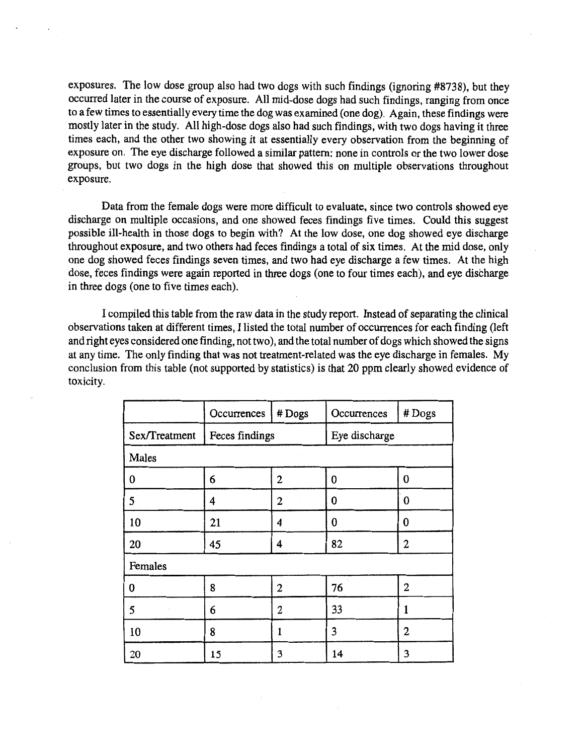exposures. The low dose group also had two dogs with such findings (ignoring #8738), but they occurred later in the course of exposure. All mid-dose dogs had such findings, ranging from once to a few times to essentially every time the dog was examined (one dog). Again, these findings were mostly later in the study. All high-dose dogs also had such findings, with two dogs having it three times each, and the other two showing it at essentially every observation from the beginning of exposure on. The eye discharge followed a similar pattern: none in controls or the two lower dose groups, but two dogs in the high dose that showed this on multiple observations throughout exposure.

Data from the female dogs were more difficult to evaluate, since two controls showed eye discharge on multiple occasions, and one showed feces findings five times. Could this suggest possible ill-health in those dogs to begin with? At the low dose, one dog showed eye discharge throughout exposure, and two others had feces findings a total of six times. At the mid dose, only one dog showed feces findings seven times, and two had eye discharge a few times. At the high dose, feces findings were again reported in three dogs (one to four times each), and eye discharge in three dogs (one to five times each).

I compiled this table from the raw data in the study report. Instead of separating the clinical observations taken at different times, I listed the total number of occurrences for each finding (left and right eyes considered one finding, not two), and the total number of dogs which showed the signs at any time. The only finding that was not treatment-related was the eye discharge in females. My conclusion from this table (not supported by statistics) is that 20 ppm clearly showed evidence of toxicity.

| | Occurrences | # Dogs | Occurrences | # Dogs |
|---|---|---|---|---|
| Sex/Treatment | Feces findings | | Eye discharge | |
| Males | | | | |
| 0 | 6 | 2 | 0 | 0 |
| 5 | 4 | 2 | 0 | 0 |
| 10 | 21 | 4 | 0 | 0 |
| 20 | 45 | 4 | 82 | 2 |
| Females | | | | |
| 0 | 8 | 2 | 76 | 2 |
| 5 | 6 | 2 | 33 | 1 |
| 10 | 8 | 1 | 3 | 2 |
| 20 | 15 | 3 | 14 | 3 |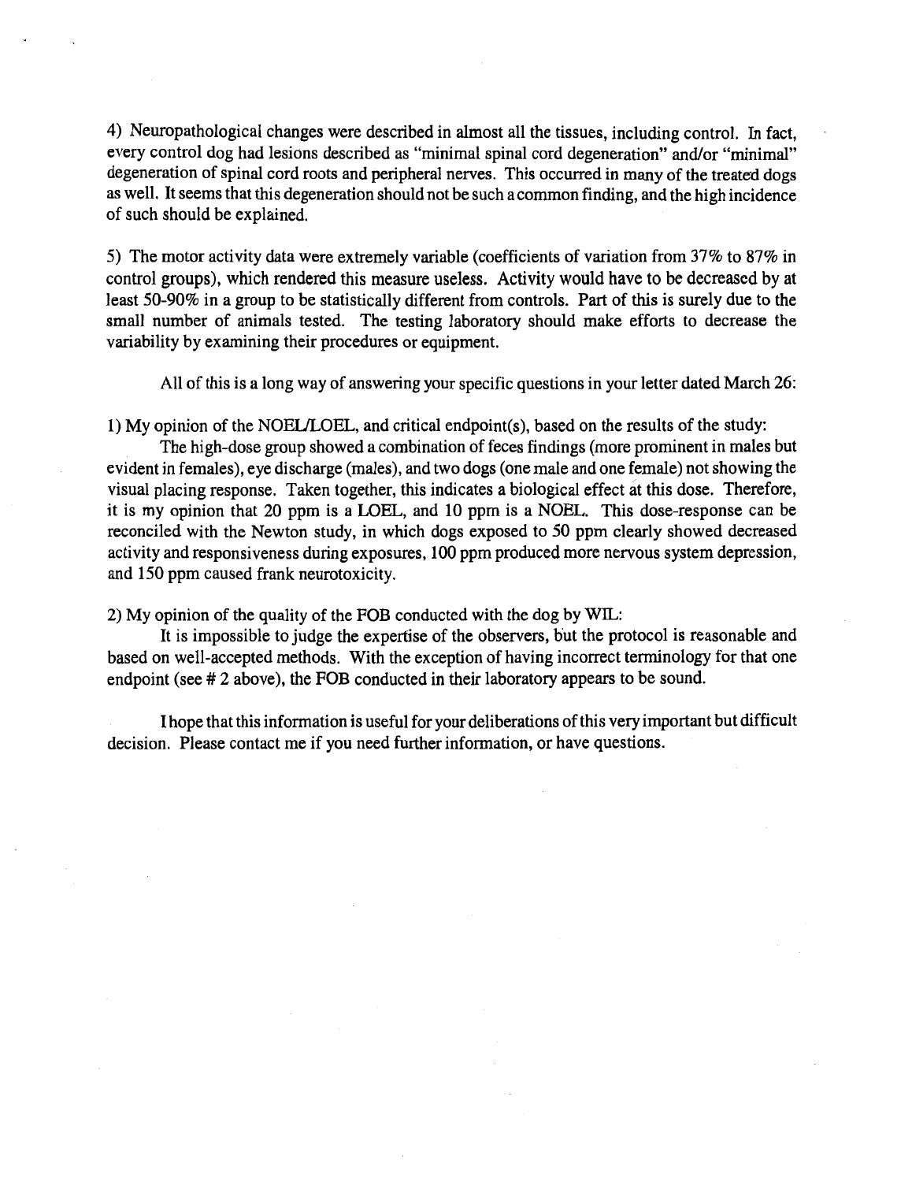4) Neuropathological changes were described in almost all the tissues, including control. In fact, every control dog had lesions described as "minimal spinal cord degeneration" and/or "minimal" degeneration of spinal cord roots and peripheral nerves. This occurred in many of the treated dogs as well. It seems that this degeneration should not be such a common finding, and the high incidence of such should be explained.

5) The motor activity data were extremely variable (coefficients of variation from 37% to 87% in control groups), which rendered this measure useless. Activity would have to be decreased by at least 50-90% in a group to be statistically different from controls. Part of this is surely due to the small number of animals tested. The testing laboratory should make efforts to decrease the variability by examining their procedures or equipment.

All of this is a long way of answering your specific questions in your letter dated March 26:

1) My opinion of the NOEL/LOEL, and critical endpoint(s), based on the results of the study:

The high-dose group showed a combination of feces findings (more prominent in males but evident in females), eye discharge (males), and two dogs (one male and one female) not showing the visual placing response. Taken together, this indicates a biological effect at this dose. Therefore, it is my opinion that 20 ppm is a LOEL, and 10 ppm is a NOEL. This dose-response can be reconciled with the Newton study, in which dogs exposed to 50 ppm clearly showed decreased activity and responsiveness during exposures, 100 ppm produced more nervous system depression, and 150 ppm caused frank neurotoxicity.

2) My opinion of the quality of the FOB conducted with the dog by WIL:

It is impossible to judge the expertise of the observers, but the protocol is reasonable and based on well-accepted methods. With the exception of having incorrect terminology for that one endpoint (see # 2 above), the FOB conducted in their laboratory appears to be sound.

I hope that this information is useful for your deliberations of this very important but difficult decision. Please contact me if you need further information, or have questions.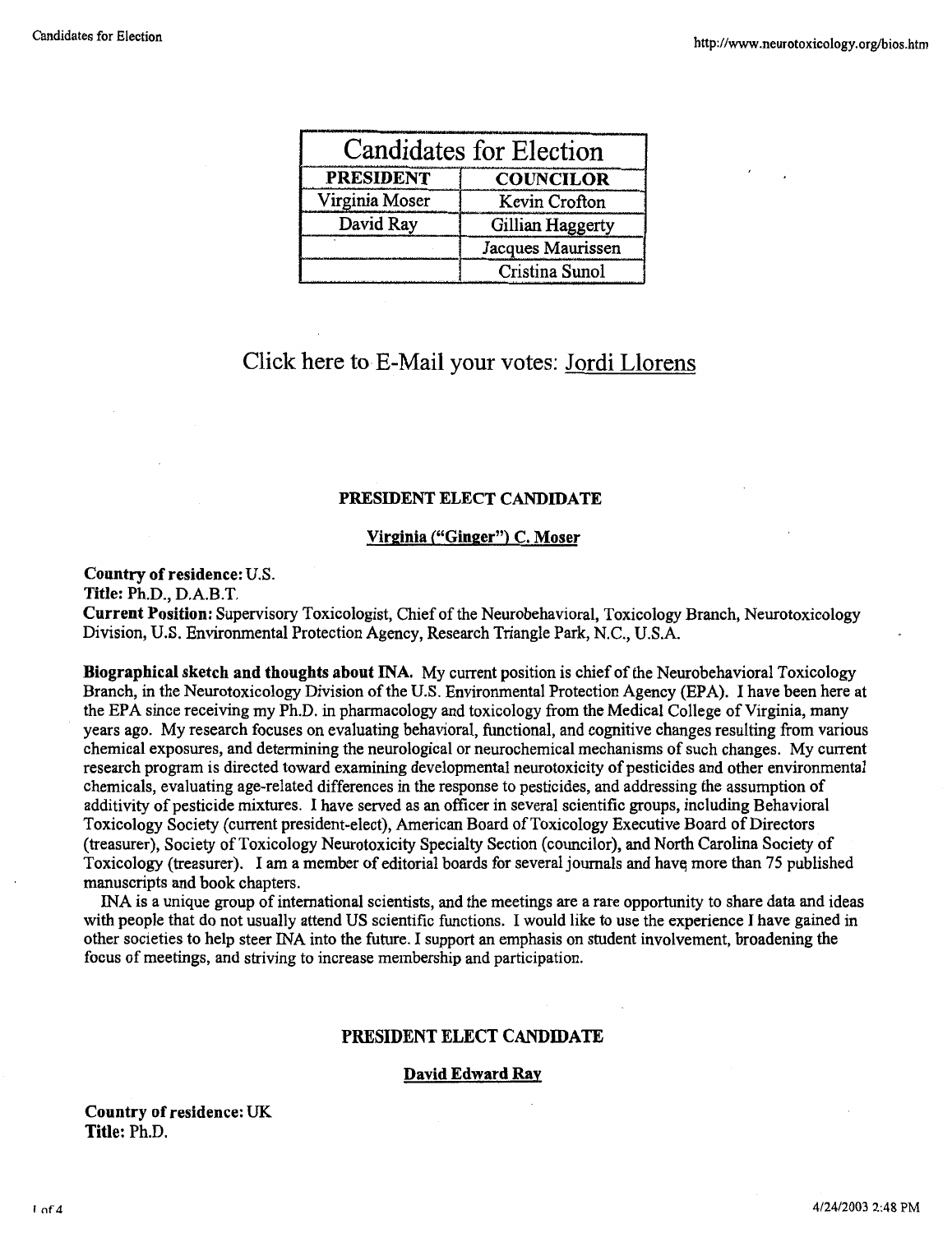| Candidates for Election | |
|---|---|
| **PRESIDENT** | **COUNCILOR** |
| Virginia Moser | Kevin Crofton |
| David Ray | Gillian Haggerty |
| | Jacques Maurissen |
| | Cristina Sunol |

## Click here to E-Mail your votes: Jordi Llorens

### PRESIDENT ELECT CANDIDATE

**Virginia ("Ginger") C. Moser**

**Country of residence:** U.S.
**Title:** Ph.D., D.A.B.T.
**Current Position:** Supervisory Toxicologist, Chief of the Neurobehavioral, Toxicology Branch, Neurotoxicology Division, U.S. Environmental Protection Agency, Research Triangle Park, N.C., U.S.A.

**Biographical sketch and thoughts about INA.** My current position is chief of the Neurobehavioral Toxicology Branch, in the Neurotoxicology Division of the U.S. Environmental Protection Agency (EPA). I have been here at the EPA since receiving my Ph.D. in pharmacology and toxicology from the Medical College of Virginia, many years ago. My research focuses on evaluating behavioral, functional, and cognitive changes resulting from various chemical exposures, and determining the neurological or neurochemical mechanisms of such changes. My current research program is directed toward examining developmental neurotoxicity of pesticides and other environmental chemicals, evaluating age-related differences in the response to pesticides, and addressing the assumption of additivity of pesticide mixtures. I have served as an officer in several scientific groups, including Behavioral Toxicology Society (current president-elect), American Board of Toxicology Executive Board of Directors (treasurer), Society of Toxicology Neurotoxicity Specialty Section (councilor), and North Carolina Society of Toxicology (treasurer). I am a member of editorial boards for several journals and have more than 75 published manuscripts and book chapters.

INA is a unique group of international scientists, and the meetings are a rare opportunity to share data and ideas with people that do not usually attend US scientific functions. I would like to use the experience I have gained in other societies to help steer INA into the future. I support an emphasis on student involvement, broadening the focus of meetings, and striving to increase membership and participation.

### PRESIDENT ELECT CANDIDATE

**David Edward Ray**

**Country of residence:** UK
**Title:** Ph.D.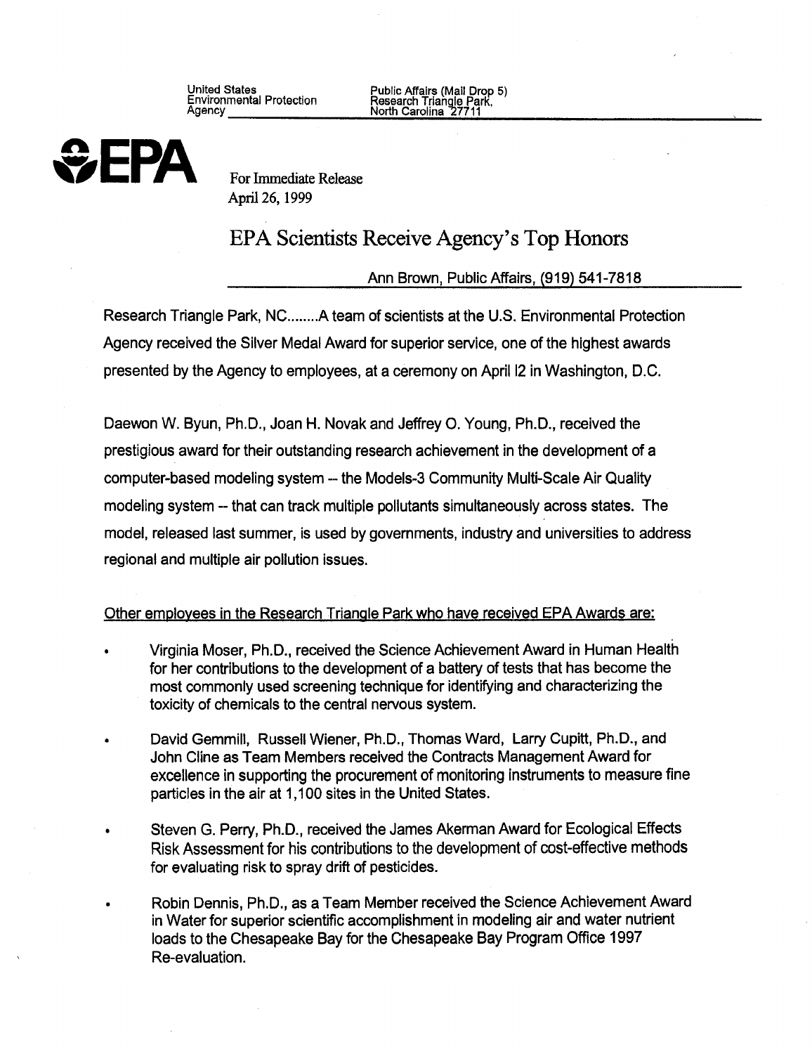United States
Environmental Protection
Agency

Public Affairs (Mail Drop 5)
Research Triangle Park,
North Carolina 27711

EPA

For Immediate Release
April 26, 1999

# EPA Scientists Receive Agency's Top Honors

Ann Brown, Public Affairs, (919) 541-7818

Research Triangle Park, NC........A team of scientists at the U.S. Environmental Protection Agency received the Silver Medal Award for superior service, one of the highest awards presented by the Agency to employees, at a ceremony on April I2 in Washington, D.C.

Daewon W. Byun, Ph.D., Joan H. Novak and Jeffrey O. Young, Ph.D., received the prestigious award for their outstanding research achievement in the development of a computer-based modeling system -- the Models-3 Community Multi-Scale Air Quality modeling system -- that can track multiple pollutants simultaneously across states. The model, released last summer, is used by governments, industry and universities to address regional and multiple air pollution issues.

Other employees in the Research Triangle Park who have received EPA Awards are:

- Virginia Moser, Ph.D., received the Science Achievement Award in Human Health for her contributions to the development of a battery of tests that has become the most commonly used screening technique for identifying and characterizing the toxicity of chemicals to the central nervous system.
- David Gemmill, Russell Wiener, Ph.D., Thomas Ward, Larry Cupitt, Ph.D., and John Cline as Team Members received the Contracts Management Award for excellence in supporting the procurement of monitoring instruments to measure fine particles in the air at 1,100 sites in the United States.
- Steven G. Perry, Ph.D., received the James Akerman Award for Ecological Effects Risk Assessment for his contributions to the development of cost-effective methods for evaluating risk to spray drift of pesticides.
- Robin Dennis, Ph.D., as a Team Member received the Science Achievement Award in Water for superior scientific accomplishment in modeling air and water nutrient loads to the Chesapeake Bay for the Chesapeake Bay Program Office 1997 Re-evaluation.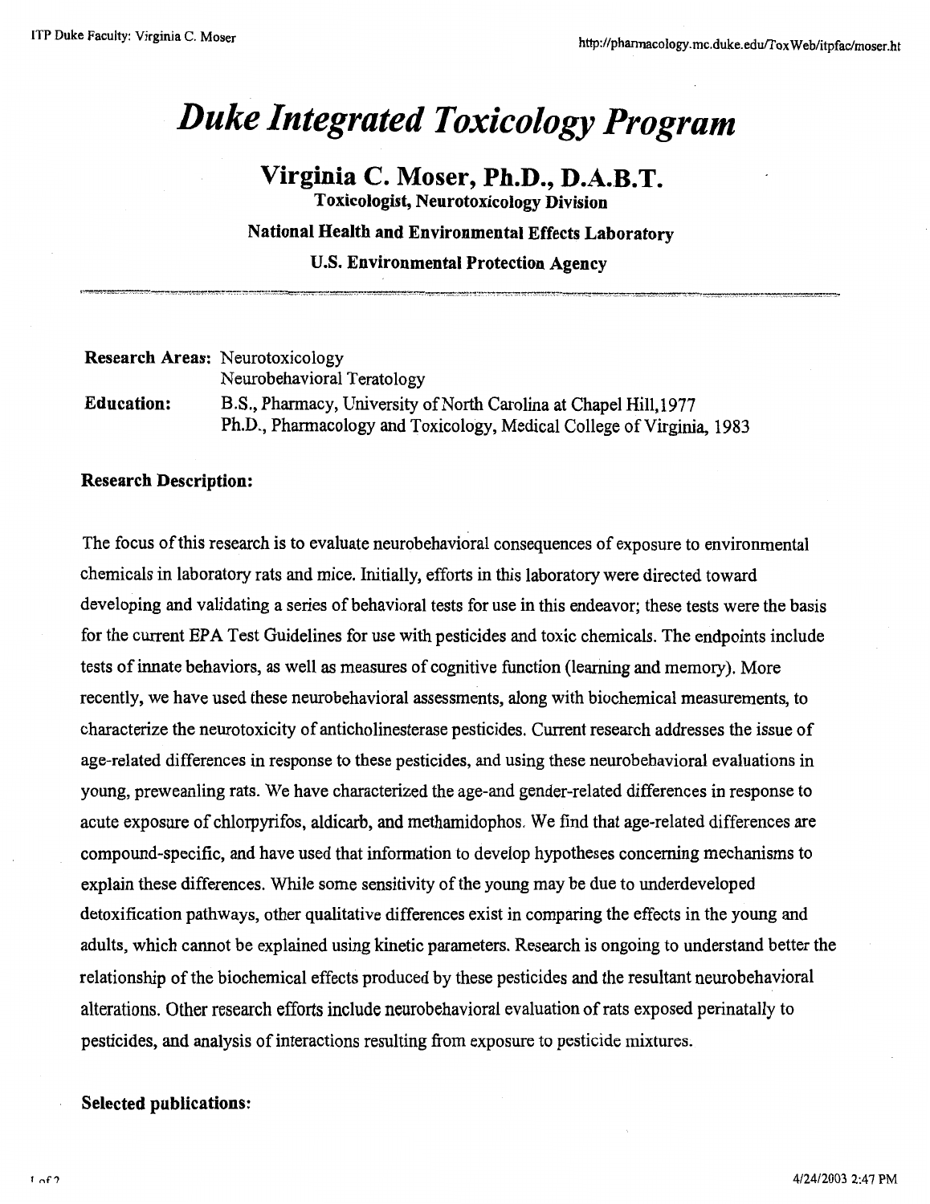# *Duke Integrated Toxicology Program*

## Virginia C. Moser, Ph.D., D.A.B.T.

**Toxicologist, Neurotoxicology Division**

**National Health and Environmental Effects Laboratory**

**U.S. Environmental Protection Agency**

---

**Research Areas:** Neurotoxicology
Neurobehavioral Teratology

**Education:** B.S., Pharmacy, University of North Carolina at Chapel Hill, 1977
Ph.D., Pharmacology and Toxicology, Medical College of Virginia, 1983

**Research Description:**

The focus of this research is to evaluate neurobehavioral consequences of exposure to environmental chemicals in laboratory rats and mice. Initially, efforts in this laboratory were directed toward developing and validating a series of behavioral tests for use in this endeavor; these tests were the basis for the current EPA Test Guidelines for use with pesticides and toxic chemicals. The endpoints include tests of innate behaviors, as well as measures of cognitive function (learning and memory). More recently, we have used these neurobehavioral assessments, along with biochemical measurements, to characterize the neurotoxicity of anticholinesterase pesticides. Current research addresses the issue of age-related differences in response to these pesticides, and using these neurobehavioral evaluations in young, preweanling rats. We have characterized the age-and gender-related differences in response to acute exposure of chlorpyrifos, aldicarb, and methamidophos. We find that age-related differences are compound-specific, and have used that information to develop hypotheses concerning mechanisms to explain these differences. While some sensitivity of the young may be due to underdeveloped detoxification pathways, other qualitative differences exist in comparing the effects in the young and adults, which cannot be explained using kinetic parameters. Research is ongoing to understand better the relationship of the biochemical effects produced by these pesticides and the resultant neurobehavioral alterations. Other research efforts include neurobehavioral evaluation of rats exposed perinatally to pesticides, and analysis of interactions resulting from exposure to pesticide mixtures.

**Selected publications:**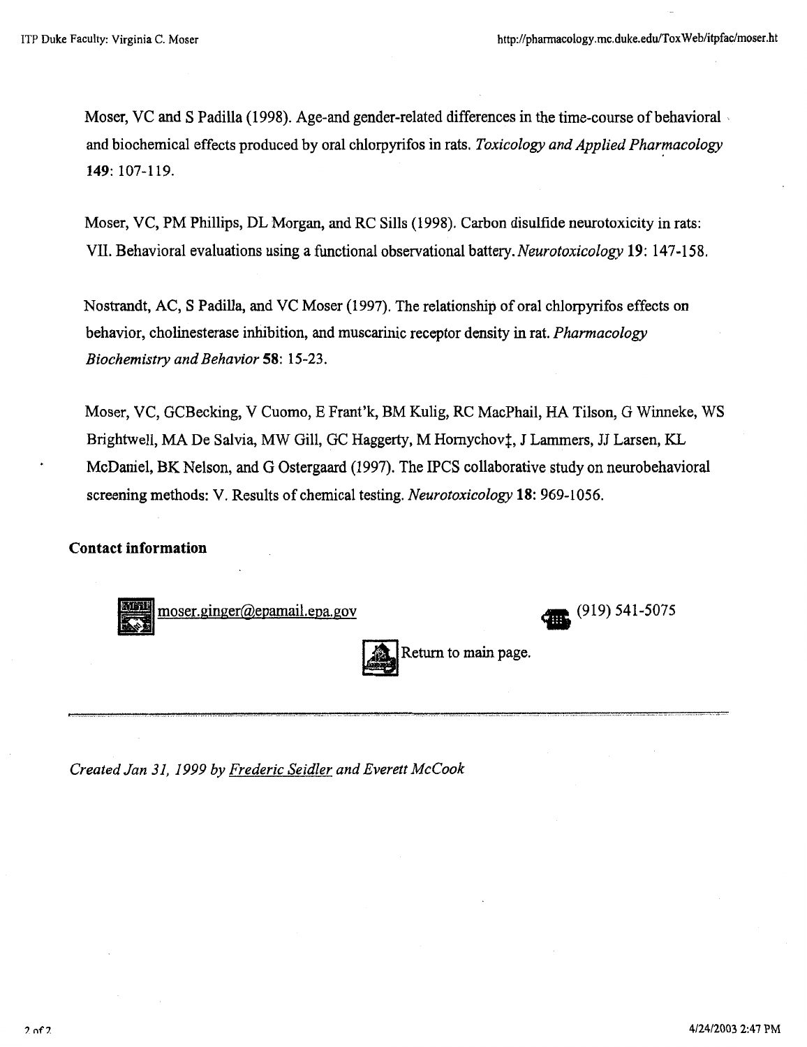Moser, VC and S Padilla (1998). Age-and gender-related differences in the time-course of behavioral and biochemical effects produced by oral chlorpyrifos in rats. *Toxicology and Applied Pharmacology* **149**: 107-119.

Moser, VC, PM Phillips, DL Morgan, and RC Sills (1998). Carbon disulfide neurotoxicity in rats: VII. Behavioral evaluations using a functional observational battery. *Neurotoxicology* **19**: 147-158.

Nostrandt, AC, S Padilla, and VC Moser (1997). The relationship of oral chlorpyrifos effects on behavior, cholinesterase inhibition, and muscarinic receptor density in rat. *Pharmacology Biochemistry and Behavior* **58**: 15-23.

Moser, VC, GCBecking, V Cuomo, E Frant'k, BM Kulig, RC MacPhail, HA Tilson, G Winneke, WS Brightwell, MA De Salvia, MW Gill, GC Haggerty, M Hornychov‡, J Lammers, JJ Larsen, KL McDaniel, BK Nelson, and G Ostergaard (1997). The IPCS collaborative study on neurobehavioral screening methods: V. Results of chemical testing. *Neurotoxicology* **18**: 969-1056.

**Contact information**

moser.ginger@epamail.epa.gov

(919) 541-5075

Return to main page.

---

*Created Jan 31, 1999 by Frederic Seidler and Everett McCook*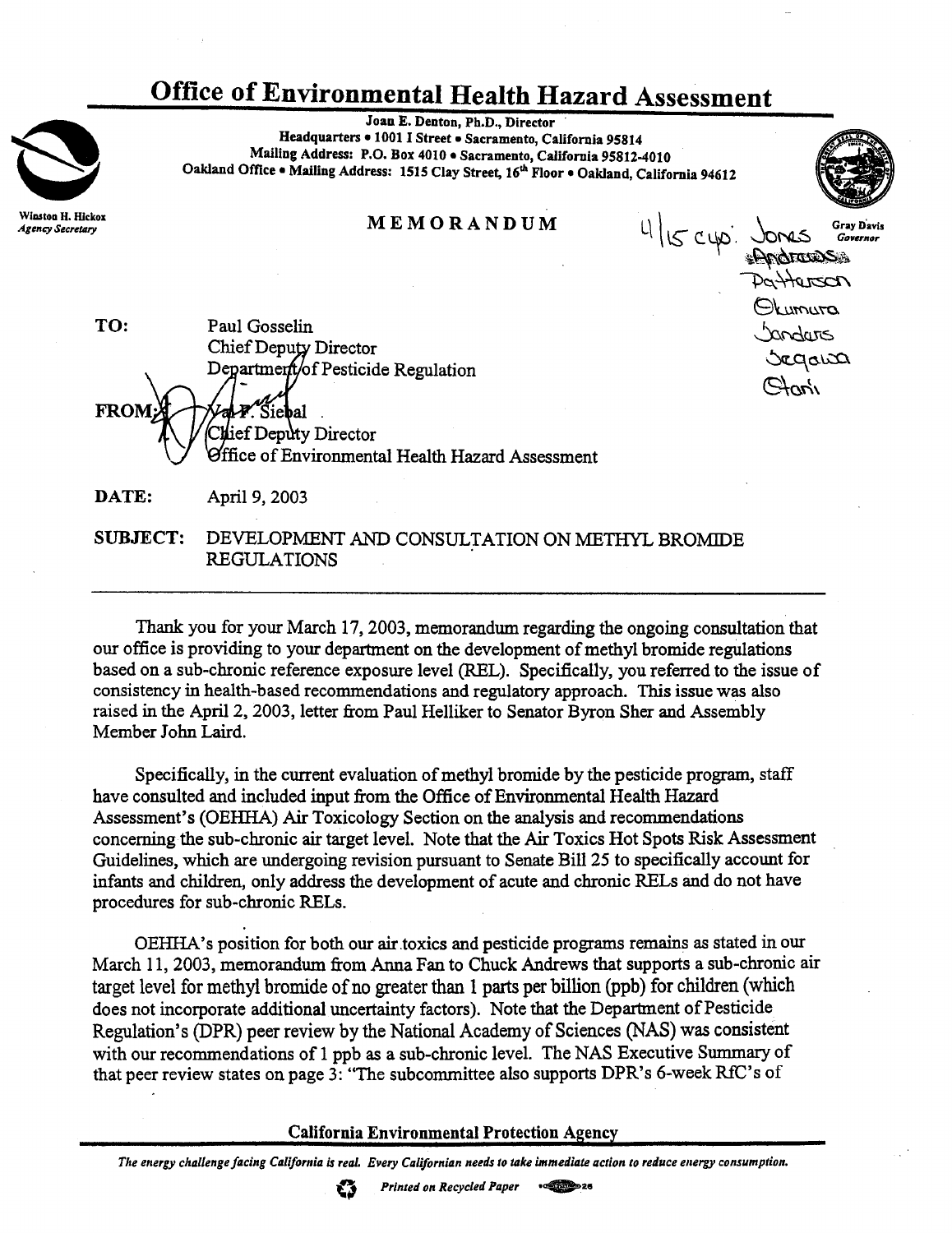# Office of Environmental Health Hazard Assessment

Joan E. Denton, Ph.D., Director
Headquarters • 1001 I Street • Sacramento, California 95814
Mailing Address: P.O. Box 4010 • Sacramento, California 95812-4010
Oakland Office • Mailing Address: 1515 Clay Street, 16th Floor • Oakland, California 94612

Winston H. Hickox
*Agency Secretary*

Gray Davis
*Governor*

## MEMORANDUM

4/15 cyo: Jones, Andrews, Patterson, Okumura, Sanders, Segawa, Stoni

**TO:** Paul Gosselin
Chief Deputy Director
Department of Pesticide Regulation

**FROM:** Val F. Siebal
Chief Deputy Director
Office of Environmental Health Hazard Assessment

**DATE:** April 9, 2003

**SUBJECT:** DEVELOPMENT AND CONSULTATION ON METHYL BROMIDE REGULATIONS

---

Thank you for your March 17, 2003, memorandum regarding the ongoing consultation that our office is providing to your department on the development of methyl bromide regulations based on a sub-chronic reference exposure level (REL). Specifically, you referred to the issue of consistency in health-based recommendations and regulatory approach. This issue was also raised in the April 2, 2003, letter from Paul Helliker to Senator Byron Sher and Assembly Member John Laird.

Specifically, in the current evaluation of methyl bromide by the pesticide program, staff have consulted and included input from the Office of Environmental Health Hazard Assessment's (OEHHA) Air Toxicology Section on the analysis and recommendations concerning the sub-chronic air target level. Note that the Air Toxics Hot Spots Risk Assessment Guidelines, which are undergoing revision pursuant to Senate Bill 25 to specifically account for infants and children, only address the development of acute and chronic RELs and do not have procedures for sub-chronic RELs.

OEHHA's position for both our air toxics and pesticide programs remains as stated in our March 11, 2003, memorandum from Anna Fan to Chuck Andrews that supports a sub-chronic air target level for methyl bromide of no greater than 1 parts per billion (ppb) for children (which does not incorporate additional uncertainty factors). Note that the Department of Pesticide Regulation's (DPR) peer review by the National Academy of Sciences (NAS) was consistent with our recommendations of 1 ppb as a sub-chronic level. The NAS Executive Summary of that peer review states on page 3: "The subcommittee also supports DPR's 6-week RfC's of

California Environmental Protection Agency

*The energy challenge facing California is real. Every Californian needs to take immediate action to reduce energy consumption.*

*Printed on Recycled Paper*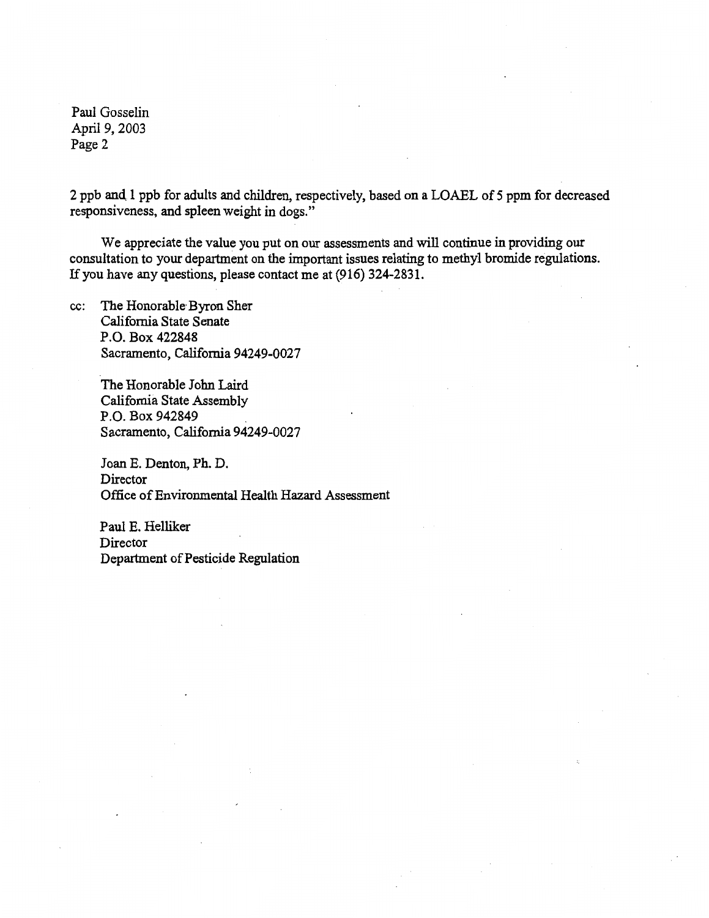2 ppb and 1 ppb for adults and children, respectively, based on a LOAEL of 5 ppm for decreased responsiveness, and spleen weight in dogs."

We appreciate the value you put on our assessments and will continue in providing our consultation to your department on the important issues relating to methyl bromide regulations. If you have any questions, please contact me at (916) 324-2831.

cc: The Honorable Byron Sher
California State Senate
P.O. Box 422848
Sacramento, California 94249-0027

The Honorable John Laird
California State Assembly
P.O. Box 942849
Sacramento, California 94249-0027

Joan E. Denton, Ph. D.
Director
Office of Environmental Health Hazard Assessment

Paul E. Helliker
Director
Department of Pesticide Regulation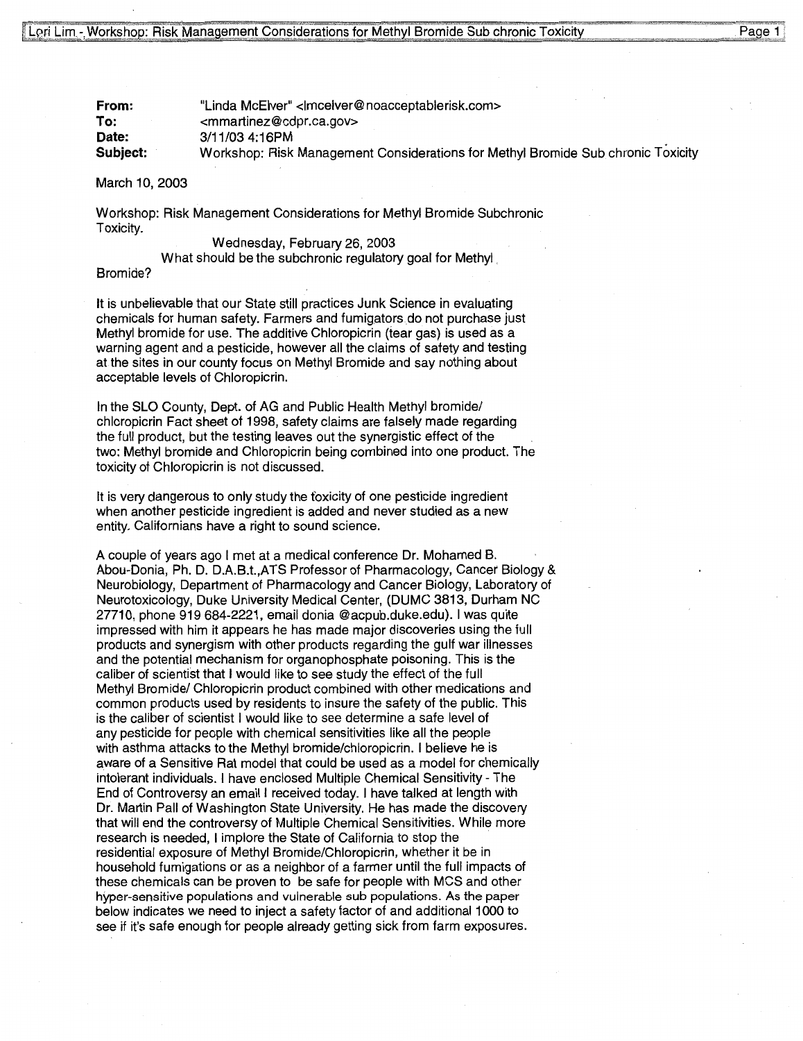**From:** "Linda McElver" <lmcelver@noacceptablerisk.com>
**To:** <mmartinez@cdpr.ca.gov>
**Date:** 3/11/03 4:16PM
**Subject:** Workshop: Risk Management Considerations for Methyl Bromide Sub chronic Toxicity

March 10, 2003

Workshop: Risk Management Considerations for Methyl Bromide Subchronic Toxicity.

Wednesday, February 26, 2003

What should be the subchronic regulatory goal for Methyl Bromide?

It is unbelievable that our State still practices Junk Science in evaluating chemicals for human safety. Farmers and fumigators do not purchase just Methyl bromide for use. The additive Chloropicrin (tear gas) is used as a warning agent and a pesticide, however all the claims of safety and testing at the sites in our county focus on Methyl Bromide and say nothing about acceptable levels of Chloropicrin.

In the SLO County, Dept. of AG and Public Health Methyl bromide/ chloropicrin Fact sheet of 1998, safety claims are falsely made regarding the full product, but the testing leaves out the synergistic effect of the two: Methyl bromide and Chloropicrin being combined into one product. The toxicity of Chloropicrin is not discussed.

It is very dangerous to only study the toxicity of one pesticide ingredient when another pesticide ingredient is added and never studied as a new entity. Californians have a right to sound science.

A couple of years ago I met at a medical conference Dr. Mohamed B. Abou-Donia, Ph. D. D.A.B.t.,ATS Professor of Pharmacology, Cancer Biology & Neurobiology, Department of Pharmacology and Cancer Biology, Laboratory of Neurotoxicology, Duke University Medical Center, (DUMC 3813, Durham NC 27710, phone 919 684-2221, email donia @acpub.duke.edu). I was quite impressed with him it appears he has made major discoveries using the full products and synergism with other products regarding the gulf war illnesses and the potential mechanism for organophosphate poisoning. This is the caliber of scientist that I would like to see study the effect of the full Methyl Bromide/ Chloropicrin product combined with other medications and common products used by residents to insure the safety of the public. This is the caliber of scientist I would like to see determine a safe level of any pesticide for people with chemical sensitivities like all the people with asthma attacks to the Methyl bromide/chloropicrin. I believe he is aware of a Sensitive Rat model that could be used as a model for chemically intolerant individuals. I have enclosed Multiple Chemical Sensitivity - The End of Controversy an email I received today. I have talked at length with Dr. Martin Pall of Washington State University. He has made the discovery that will end the controversy of Multiple Chemical Sensitivities. While more research is needed, I implore the State of California to stop the residential exposure of Methyl Bromide/Chloropicrin, whether it be in household fumigations or as a neighbor of a farmer until the full impacts of these chemicals can be proven to be safe for people with MCS and other hyper-sensitive populations and vulnerable sub populations. As the paper below indicates we need to inject a safety factor of and additional 1000 to see if it's safe enough for people already getting sick from farm exposures.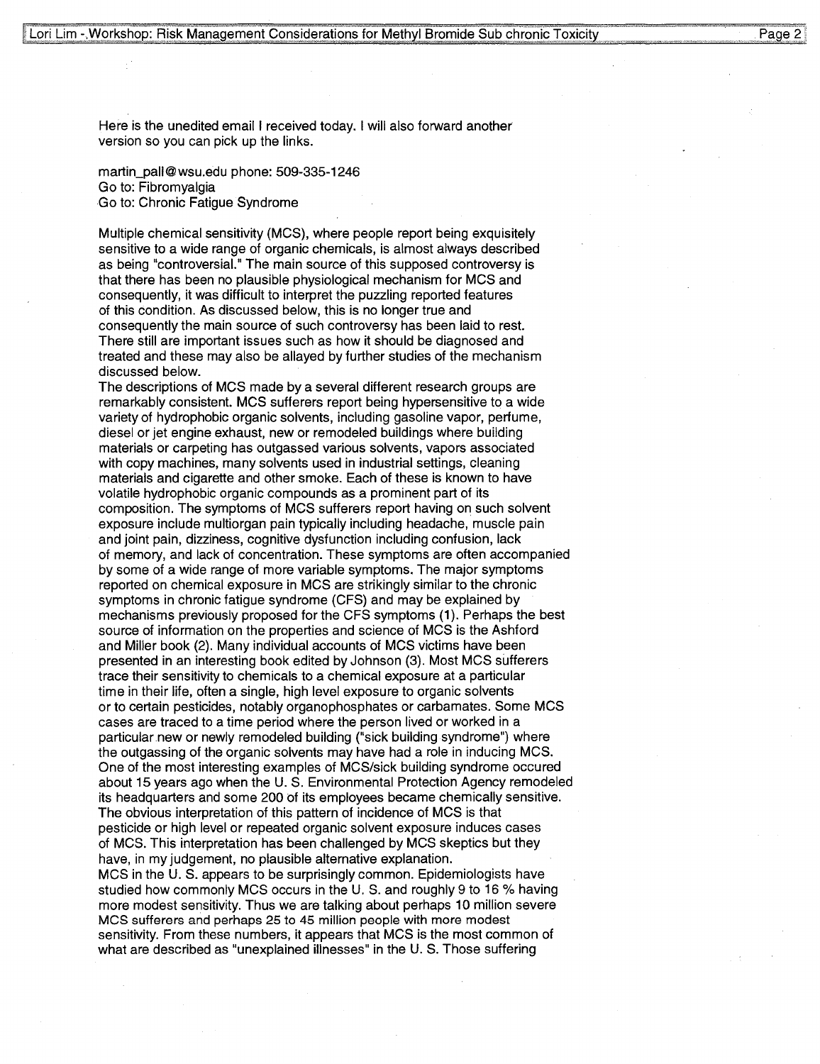Here is the unedited email I received today. I will also forward another version so you can pick up the links.

martin_pall@wsu.edu phone: 509-335-1246
Go to: Fibromyalgia
Go to: Chronic Fatigue Syndrome

Multiple chemical sensitivity (MCS), where people report being exquisitely sensitive to a wide range of organic chemicals, is almost always described as being "controversial." The main source of this supposed controversy is that there has been no plausible physiological mechanism for MCS and consequently, it was difficult to interpret the puzzling reported features of this condition. As discussed below, this is no longer true and consequently the main source of such controversy has been laid to rest. There still are important issues such as how it should be diagnosed and treated and these may also be allayed by further studies of the mechanism discussed below.
The descriptions of MCS made by a several different research groups are remarkably consistent. MCS sufferers report being hypersensitive to a wide variety of hydrophobic organic solvents, including gasoline vapor, perfume, diesel or jet engine exhaust, new or remodeled buildings where building materials or carpeting has outgassed various solvents, vapors associated with copy machines, many solvents used in industrial settings, cleaning materials and cigarette and other smoke. Each of these is known to have volatile hydrophobic organic compounds as a prominent part of its composition. The symptoms of MCS sufferers report having on such solvent exposure include multiorgan pain typically including headache, muscle pain and joint pain, dizziness, cognitive dysfunction including confusion, lack of memory, and lack of concentration. These symptoms are often accompanied by some of a wide range of more variable symptoms. The major symptoms reported on chemical exposure in MCS are strikingly similar to the chronic symptoms in chronic fatigue syndrome (CFS) and may be explained by mechanisms previously proposed for the CFS symptoms (1). Perhaps the best source of information on the properties and science of MCS is the Ashford and Miller book (2). Many individual accounts of MCS victims have been presented in an interesting book edited by Johnson (3). Most MCS sufferers trace their sensitivity to chemicals to a chemical exposure at a particular time in their life, often a single, high level exposure to organic solvents or to certain pesticides, notably organophosphates or carbamates. Some MCS cases are traced to a time period where the person lived or worked in a particular new or newly remodeled building ("sick building syndrome") where the outgassing of the organic solvents may have had a role in inducing MCS. One of the most interesting examples of MCS/sick building syndrome occured about 15 years ago when the U. S. Environmental Protection Agency remodeled its headquarters and some 200 of its employees became chemically sensitive. The obvious interpretation of this pattern of incidence of MCS is that pesticide or high level or repeated organic solvent exposure induces cases of MCS. This interpretation has been challenged by MCS skeptics but they have, in my judgement, no plausible alternative explanation.
MCS in the U. S. appears to be surprisingly common. Epidemiologists have studied how commonly MCS occurs in the U. S. and roughly 9 to 16 % having more modest sensitivity. Thus we are talking about perhaps 10 million severe MCS sufferers and perhaps 25 to 45 million people with more modest sensitivity. From these numbers, it appears that MCS is the most common of what are described as "unexplained illnesses" in the U. S. Those suffering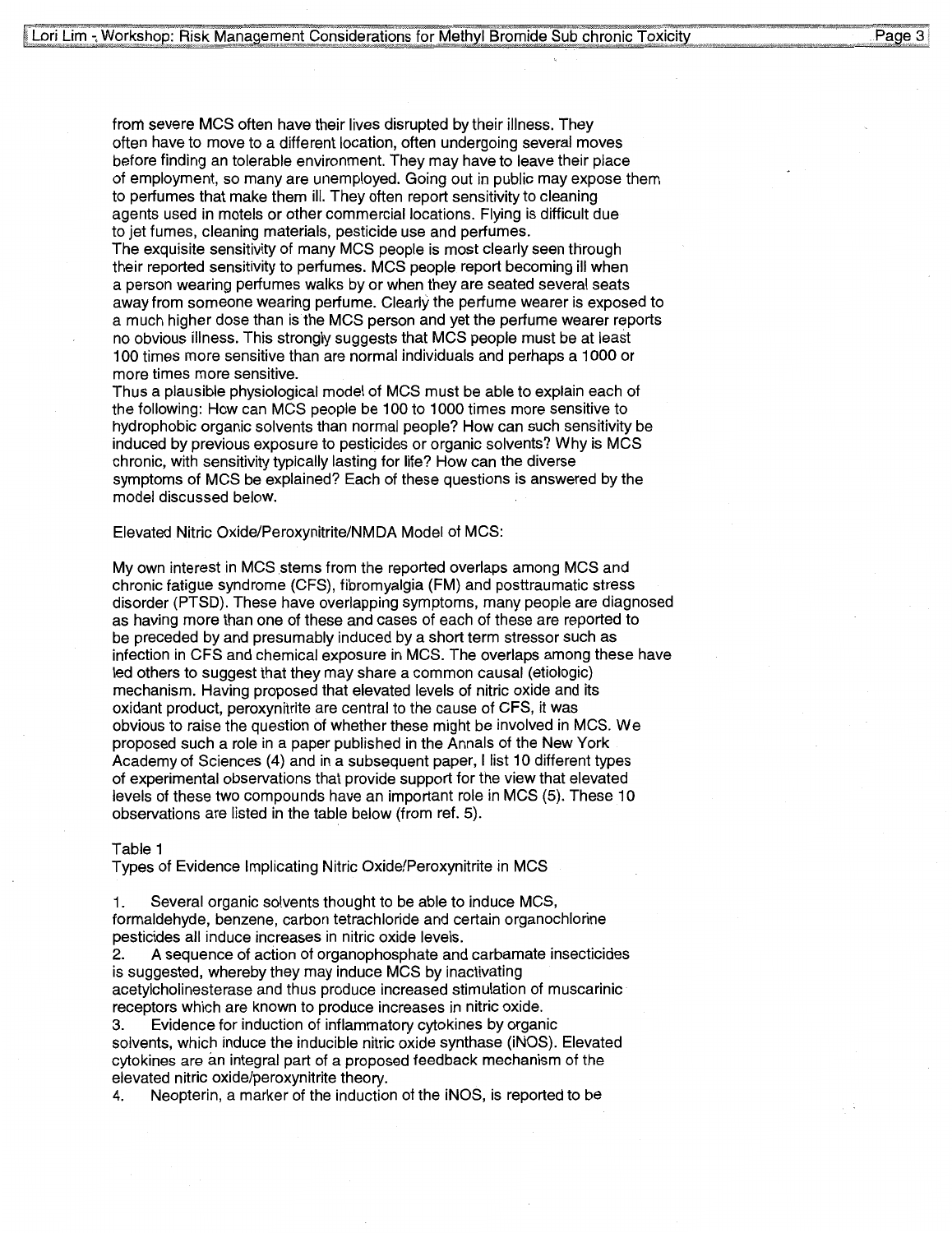from severe MCS often have their lives disrupted by their illness. They often have to move to a different location, often undergoing several moves before finding an tolerable environment. They may have to leave their place of employment, so many are unemployed. Going out in public may expose them to perfumes that make them ill. They often report sensitivity to cleaning agents used in motels or other commercial locations. Flying is difficult due to jet fumes, cleaning materials, pesticide use and perfumes.

The exquisite sensitivity of many MCS people is most clearly seen through their reported sensitivity to perfumes. MCS people report becoming ill when a person wearing perfumes walks by or when they are seated several seats away from someone wearing perfume. Clearly the perfume wearer is exposed to a much higher dose than is the MCS person and yet the perfume wearer reports no obvious illness. This strongly suggests that MCS people must be at least 100 times more sensitive than are normal individuals and perhaps a 1000 or more times more sensitive.

Thus a plausible physiological model of MCS must be able to explain each of the following: How can MCS people be 100 to 1000 times more sensitive to hydrophobic organic solvents than normal people? How can such sensitivity be induced by previous exposure to pesticides or organic solvents? Why is MCS chronic, with sensitivity typically lasting for life? How can the diverse symptoms of MCS be explained? Each of these questions is answered by the model discussed below.

Elevated Nitric Oxide/Peroxynitrite/NMDA Model of MCS:

My own interest in MCS stems from the reported overlaps among MCS and chronic fatigue syndrome (CFS), fibromyalgia (FM) and posttraumatic stress disorder (PTSD). These have overlapping symptoms, many people are diagnosed as having more than one of these and cases of each of these are reported to be preceded by and presumably induced by a short term stressor such as infection in CFS and chemical exposure in MCS. The overlaps among these have led others to suggest that they may share a common causal (etiologic) mechanism. Having proposed that elevated levels of nitric oxide and its oxidant product, peroxynitrite are central to the cause of CFS, it was obvious to raise the question of whether these might be involved in MCS. We proposed such a role in a paper published in the Annals of the New York Academy of Sciences (4) and in a subsequent paper, I list 10 different types of experimental observations that provide support for the view that elevated levels of these two compounds have an important role in MCS (5). These 10 observations are listed in the table below (from ref. 5).

Table 1
Types of Evidence Implicating Nitric Oxide/Peroxynitrite in MCS

1. Several organic solvents thought to be able to induce MCS, formaldehyde, benzene, carbon tetrachloride and certain organochlorine pesticides all induce increases in nitric oxide levels.
2. A sequence of action of organophosphate and carbamate insecticides is suggested, whereby they may induce MCS by inactivating acetylcholinesterase and thus produce increased stimulation of muscarinic receptors which are known to produce increases in nitric oxide.
3. Evidence for induction of inflammatory cytokines by organic solvents, which induce the inducible nitric oxide synthase (iNOS). Elevated cytokines are an integral part of a proposed feedback mechanism of the elevated nitric oxide/peroxynitrite theory.
4. Neopterin, a marker of the induction of the iNOS, is reported to be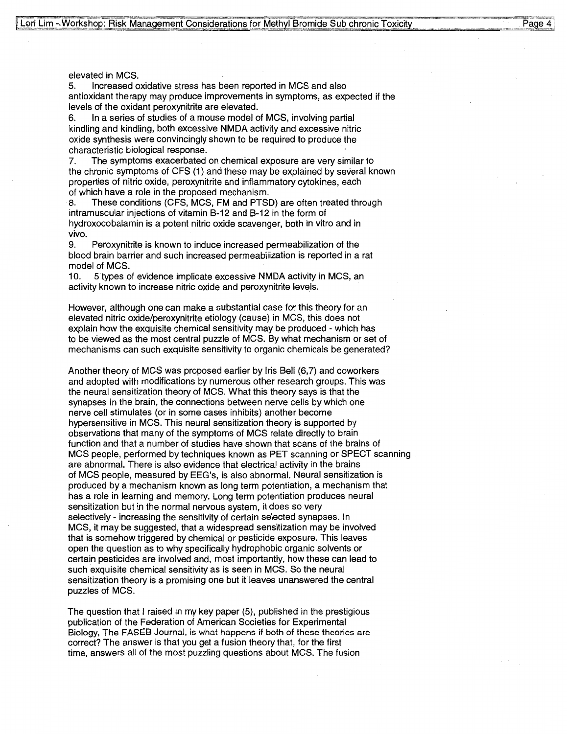elevated in MCS.

5. Increased oxidative stress has been reported in MCS and also antioxidant therapy may produce improvements in symptoms, as expected if the levels of the oxidant peroxynitrite are elevated.
6. In a series of studies of a mouse model of MCS, involving partial kindling and kindling, both excessive NMDA activity and excessive nitric oxide synthesis were convincingly shown to be required to produce the characteristic biological response.
7. The symptoms exacerbated on chemical exposure are very similar to the chronic symptoms of CFS (1) and these may be explained by several known properties of nitric oxide, peroxynitrite and inflammatory cytokines, each of which have a role in the proposed mechanism.
8. These conditions (CFS, MCS, FM and PTSD) are often treated through intramuscular injections of vitamin B-12 and B-12 in the form of hydroxocobalamin is a potent nitric oxide scavenger, both in vitro and in vivo.
9. Peroxynitrite is known to induce increased permeabilization of the blood brain barrier and such increased permeabilization is reported in a rat model of MCS.
10. 5 types of evidence implicate excessive NMDA activity in MCS, an activity known to increase nitric oxide and peroxynitrite levels.

However, although one can make a substantial case for this theory for an elevated nitric oxide/peroxynitrite etiology (cause) in MCS, this does not explain how the exquisite chemical sensitivity may be produced - which has to be viewed as the most central puzzle of MCS. By what mechanism or set of mechanisms can such exquisite sensitivity to organic chemicals be generated?

Another theory of MCS was proposed earlier by Iris Bell (6,7) and coworkers and adopted with modifications by numerous other research groups. This was the neural sensitization theory of MCS. What this theory says is that the synapses in the brain, the connections between nerve cells by which one nerve cell stimulates (or in some cases inhibits) another become hypersensitive in MCS. This neural sensitization theory is supported by observations that many of the symptoms of MCS relate directly to brain function and that a number of studies have shown that scans of the brains of MCS people, performed by techniques known as PET scanning or SPECT scanning are abnormal. There is also evidence that electrical activity in the brains of MCS people, measured by EEG's, is also abnormal. Neural sensitization is produced by a mechanism known as long term potentiation, a mechanism that has a role in learning and memory. Long term potentiation produces neural sensitization but in the normal nervous system, it does so very selectively - increasing the sensitivity of certain selected synapses. In MCS, it may be suggested, that a widespread sensitization may be involved that is somehow triggered by chemical or pesticide exposure. This leaves open the question as to why specifically hydrophobic organic solvents or certain pesticides are involved and, most importantly, how these can lead to such exquisite chemical sensitivity as is seen in MCS. So the neural sensitization theory is a promising one but it leaves unanswered the central puzzles of MCS.

The question that I raised in my key paper (5), published in the prestigious publication of the Federation of American Societies for Experimental Biology, The FASEB Journal, is what happens if both of these theories are correct? The answer is that you get a fusion theory that, for the first time, answers all of the most puzzling questions about MCS. The fusion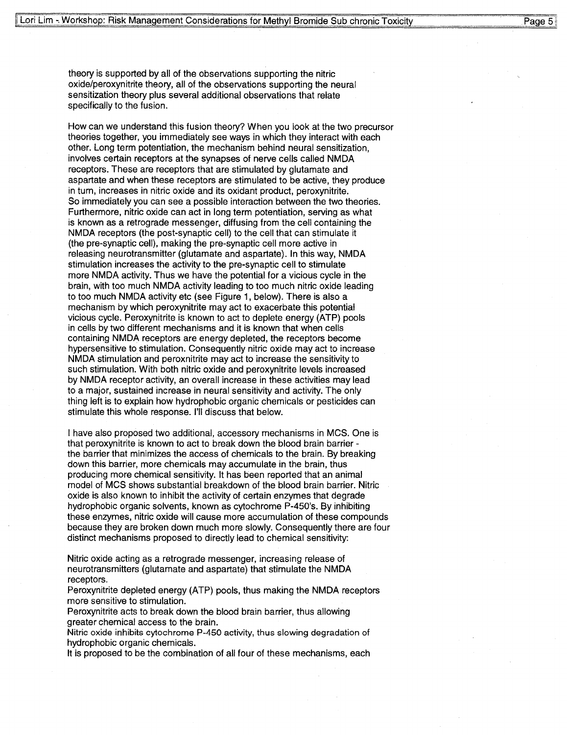theory is supported by all of the observations supporting the nitric oxide/peroxynitrite theory, all of the observations supporting the neural sensitization theory plus several additional observations that relate specifically to the fusion.

How can we understand this fusion theory? When you look at the two precursor theories together, you immediately see ways in which they interact with each other. Long term potentiation, the mechanism behind neural sensitization, involves certain receptors at the synapses of nerve cells called NMDA receptors. These are receptors that are stimulated by glutamate and aspartate and when these receptors are stimulated to be active, they produce in turn, increases in nitric oxide and its oxidant product, peroxynitrite. So immediately you can see a possible interaction between the two theories. Furthermore, nitric oxide can act in long term potentiation, serving as what is known as a retrograde messenger, diffusing from the cell containing the NMDA receptors (the post-synaptic cell) to the cell that can stimulate it (the pre-synaptic cell), making the pre-synaptic cell more active in releasing neurotransmitter (glutamate and aspartate). In this way, NMDA stimulation increases the activity to the pre-synaptic cell to stimulate more NMDA activity. Thus we have the potential for a vicious cycle in the brain, with too much NMDA activity leading to too much nitric oxide leading to too much NMDA activity etc (see Figure 1, below). There is also a mechanism by which peroxynitrite may act to exacerbate this potential vicious cycle. Peroxynitrite is known to act to deplete energy (ATP) pools in cells by two different mechanisms and it is known that when cells containing NMDA receptors are energy depleted, the receptors become hypersensitive to stimulation. Consequently nitric oxide may act to increase NMDA stimulation and peroxnitrite may act to increase the sensitivity to such stimulation. With both nitric oxide and peroxynitrite levels increased by NMDA receptor activity, an overall increase in these activities may lead to a major, sustained increase in neural sensitivity and activity. The only thing left is to explain how hydrophobic organic chemicals or pesticides can stimulate this whole response. I'll discuss that below.

I have also proposed two additional, accessory mechanisms in MCS. One is that peroxynitrite is known to act to break down the blood brain barrier - the barrier that minimizes the access of chemicals to the brain. By breaking down this barrier, more chemicals may accumulate in the brain, thus producing more chemical sensitivity. It has been reported that an animal model of MCS shows substantial breakdown of the blood brain barrier. Nitric oxide is also known to inhibit the activity of certain enzymes that degrade hydrophobic organic solvents, known as cytochrome P-450's. By inhibiting these enzymes, nitric oxide will cause more accumulation of these compounds because they are broken down much more slowly. Consequently there are four distinct mechanisms proposed to directly lead to chemical sensitivity:

Nitric oxide acting as a retrograde messenger, increasing release of neurotransmitters (glutamate and aspartate) that stimulate the NMDA receptors.
Peroxynitrite depleted energy (ATP) pools, thus making the NMDA receptors more sensitive to stimulation.
Peroxynitrite acts to break down the blood brain barrier, thus allowing greater chemical access to the brain.
Nitric oxide inhibits cytochrome P-450 activity, thus slowing degradation of hydrophobic organic chemicals.
It is proposed to be the combination of all four of these mechanisms, each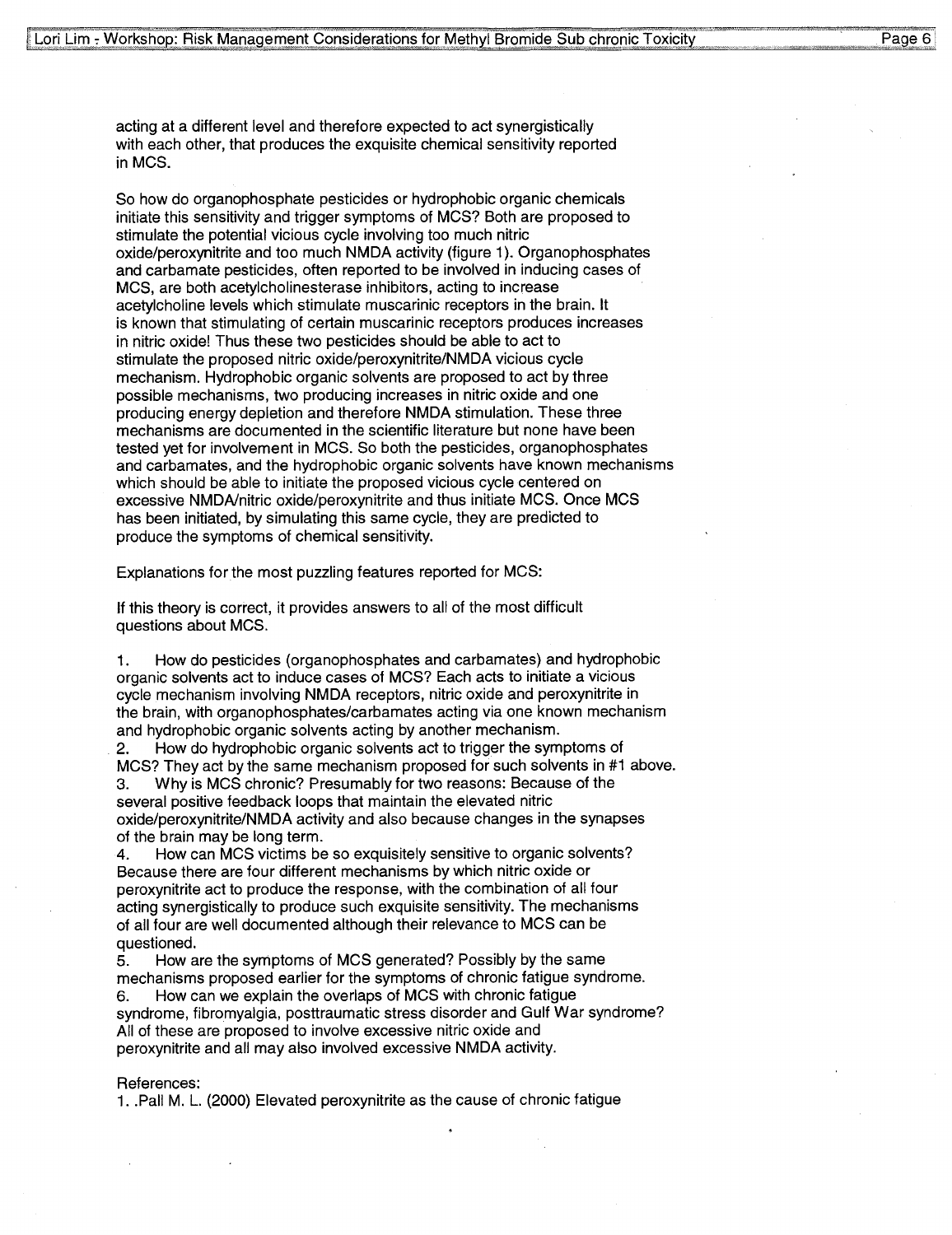acting at a different level and therefore expected to act synergistically with each other, that produces the exquisite chemical sensitivity reported in MCS.

So how do organophosphate pesticides or hydrophobic organic chemicals initiate this sensitivity and trigger symptoms of MCS? Both are proposed to stimulate the potential vicious cycle involving too much nitric oxide/peroxynitrite and too much NMDA activity (figure 1). Organophosphates and carbamate pesticides, often reported to be involved in inducing cases of MCS, are both acetylcholinesterase inhibitors, acting to increase acetylcholine levels which stimulate muscarinic receptors in the brain. It is known that stimulating of certain muscarinic receptors produces increases in nitric oxide! Thus these two pesticides should be able to act to stimulate the proposed nitric oxide/peroxynitrite/NMDA vicious cycle mechanism. Hydrophobic organic solvents are proposed to act by three possible mechanisms, two producing increases in nitric oxide and one producing energy depletion and therefore NMDA stimulation. These three mechanisms are documented in the scientific literature but none have been tested yet for involvement in MCS. So both the pesticides, organophosphates and carbamates, and the hydrophobic organic solvents have known mechanisms which should be able to initiate the proposed vicious cycle centered on excessive NMDA/nitric oxide/peroxynitrite and thus initiate MCS. Once MCS has been initiated, by simulating this same cycle, they are predicted to produce the symptoms of chemical sensitivity.

Explanations for the most puzzling features reported for MCS:

If this theory is correct, it provides answers to all of the most difficult questions about MCS.

1. How do pesticides (organophosphates and carbamates) and hydrophobic organic solvents act to induce cases of MCS? Each acts to initiate a vicious cycle mechanism involving NMDA receptors, nitric oxide and peroxynitrite in the brain, with organophosphates/carbamates acting via one known mechanism and hydrophobic organic solvents acting by another mechanism.
2. How do hydrophobic organic solvents act to trigger the symptoms of MCS? They act by the same mechanism proposed for such solvents in #1 above.
3. Why is MCS chronic? Presumably for two reasons: Because of the several positive feedback loops that maintain the elevated nitric oxide/peroxynitrite/NMDA activity and also because changes in the synapses of the brain may be long term.
4. How can MCS victims be so exquisitely sensitive to organic solvents? Because there are four different mechanisms by which nitric oxide or peroxynitrite act to produce the response, with the combination of all four acting synergistically to produce such exquisite sensitivity. The mechanisms of all four are well documented although their relevance to MCS can be questioned.
5. How are the symptoms of MCS generated? Possibly by the same mechanisms proposed earlier for the symptoms of chronic fatigue syndrome.
6. How can we explain the overlaps of MCS with chronic fatigue syndrome, fibromyalgia, posttraumatic stress disorder and Gulf War syndrome? All of these are proposed to involve excessive nitric oxide and peroxynitrite and all may also involved excessive NMDA activity.

References:

1. .Pall M. L. (2000) Elevated peroxynitrite as the cause of chronic fatigue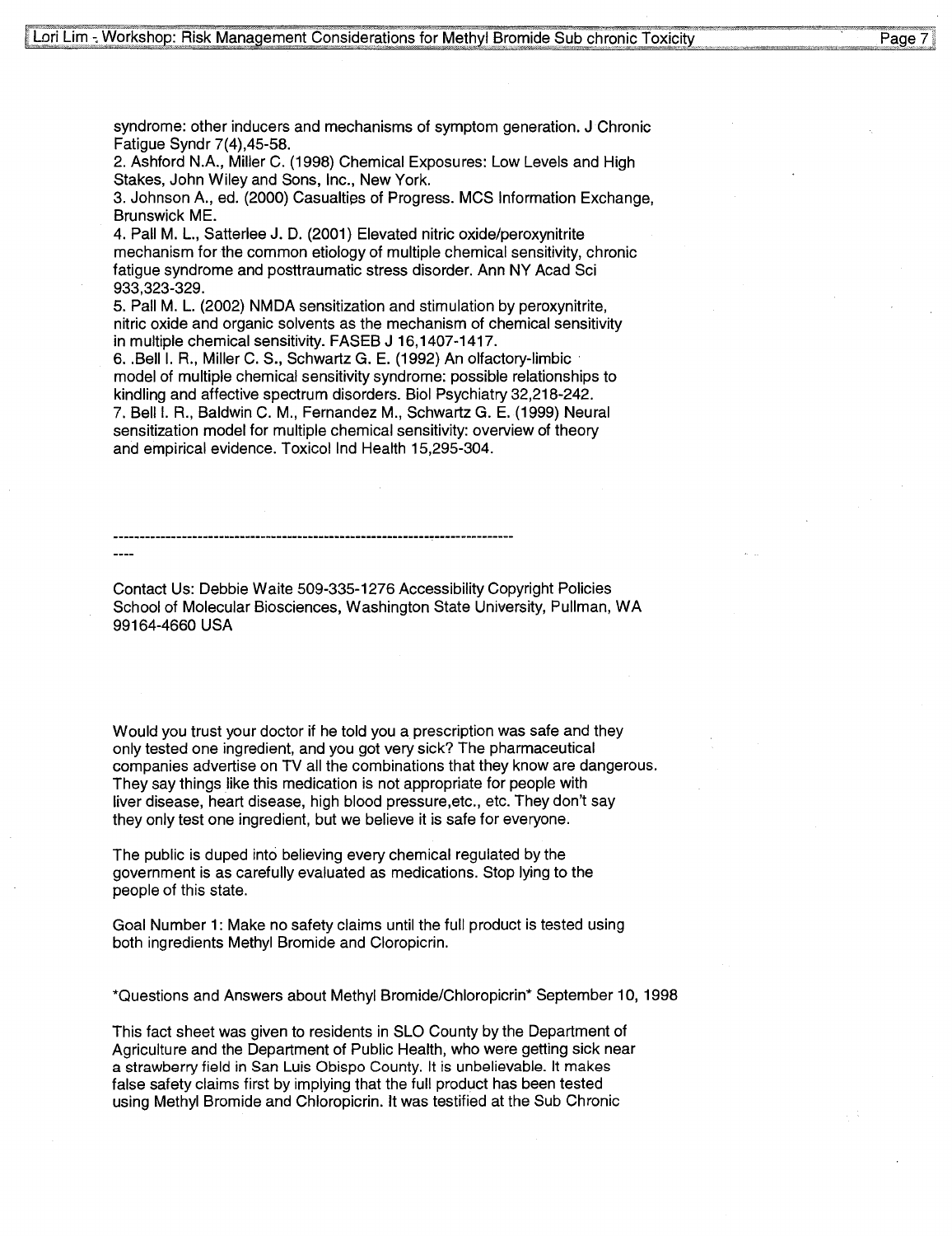syndrome: other inducers and mechanisms of symptom generation. J Chronic Fatigue Syndr 7(4),45-58.

2. Ashford N.A., Miller C. (1998) Chemical Exposures: Low Levels and High Stakes, John Wiley and Sons, Inc., New York.

3. Johnson A., ed. (2000) Casualties of Progress. MCS Information Exchange, Brunswick ME.

4. Pall M. L., Satterlee J. D. (2001) Elevated nitric oxide/peroxynitrite mechanism for the common etiology of multiple chemical sensitivity, chronic fatigue syndrome and posttraumatic stress disorder. Ann NY Acad Sci 933,323-329.

5. Pall M. L. (2002) NMDA sensitization and stimulation by peroxynitrite, nitric oxide and organic solvents as the mechanism of chemical sensitivity in multiple chemical sensitivity. FASEB J 16,1407-1417.

6. .Bell I. R., Miller C. S., Schwartz G. E. (1992) An olfactory-limbic model of multiple chemical sensitivity syndrome: possible relationships to kindling and affective spectrum disorders. Biol Psychiatry 32,218-242.

7. Bell I. R., Baldwin C. M., Fernandez M., Schwartz G. E. (1999) Neural sensitization model for multiple chemical sensitivity: overview of theory and empirical evidence. Toxicol Ind Health 15,295-304.

--------------------------------------------------------------------------------
----

Contact Us: Debbie Waite 509-335-1276 Accessibility Copyright Policies School of Molecular Biosciences, Washington State University, Pullman, WA 99164-4660 USA

Would you trust your doctor if he told you a prescription was safe and they only tested one ingredient, and you got very sick? The pharmaceutical companies advertise on TV all the combinations that they know are dangerous. They say things like this medication is not appropriate for people with liver disease, heart disease, high blood pressure,etc., etc. They don't say they only test one ingredient, but we believe it is safe for everyone.

The public is duped into believing every chemical regulated by the government is as carefully evaluated as medications. Stop lying to the people of this state.

Goal Number 1: Make no safety claims until the full product is tested using both ingredients Methyl Bromide and Cloropicrin.

*Questions and Answers about Methyl Bromide/Chloropicrin* September 10, 1998

This fact sheet was given to residents in SLO County by the Department of Agriculture and the Department of Public Health, who were getting sick near a strawberry field in San Luis Obispo County. It is unbelievable. It makes false safety claims first by implying that the full product has been tested using Methyl Bromide and Chloropicrin. It was testified at the Sub Chronic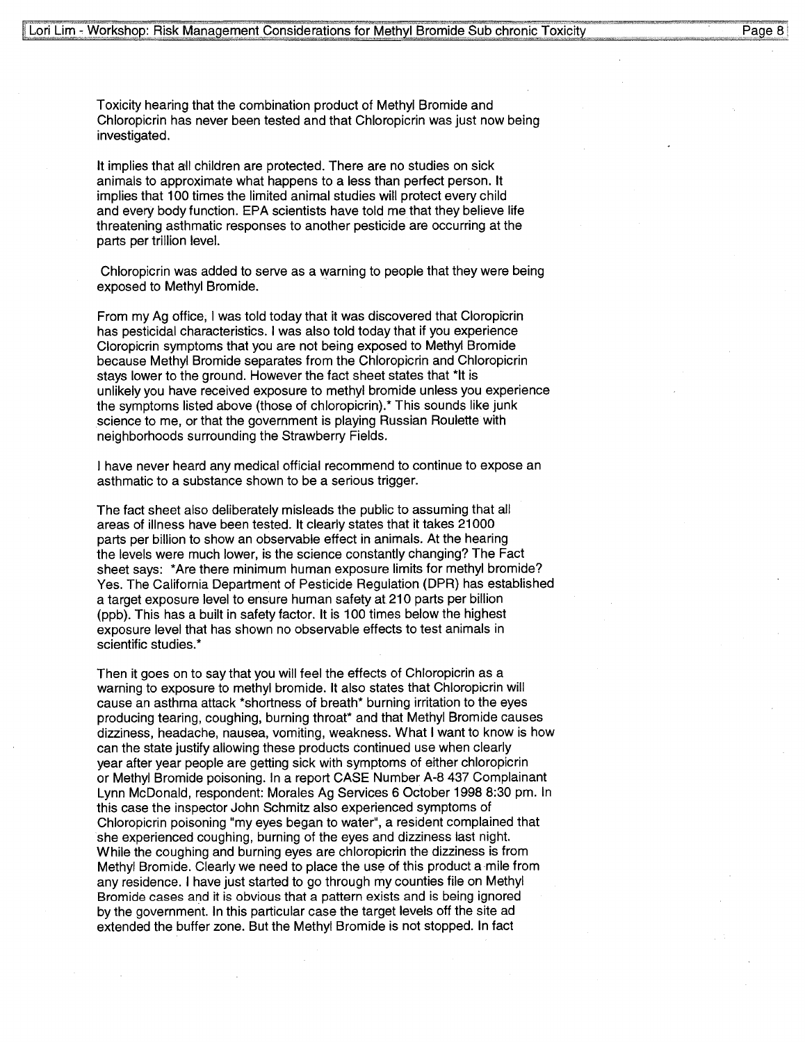Toxicity hearing that the combination product of Methyl Bromide and Chloropicrin has never been tested and that Chloropicrin was just now being investigated.

It implies that all children are protected. There are no studies on sick animals to approximate what happens to a less than perfect person. It implies that 100 times the limited animal studies will protect every child and every body function. EPA scientists have told me that they believe life threatening asthmatic responses to another pesticide are occurring at the parts per trillion level.

Chloropicrin was added to serve as a warning to people that they were being exposed to Methyl Bromide.

From my Ag office, I was told today that it was discovered that Cloropicrin has pesticidal characteristics. I was also told today that if you experience Cloropicrin symptoms that you are not being exposed to Methyl Bromide because Methyl Bromide separates from the Chloropicrin and Chloropicrin stays lower to the ground. However the fact sheet states that *It is unlikely you have received exposure to methyl bromide unless you experience the symptoms listed above (those of chloropicrin).* This sounds like junk science to me, or that the government is playing Russian Roulette with neighborhoods surrounding the Strawberry Fields.

I have never heard any medical official recommend to continue to expose an asthmatic to a substance shown to be a serious trigger.

The fact sheet also deliberately misleads the public to assuming that all areas of illness have been tested. It clearly states that it takes 21000 parts per billion to show an observable effect in animals. At the hearing the levels were much lower, is the science constantly changing? The Fact sheet says: *Are there minimum human exposure limits for methyl bromide? Yes. The California Department of Pesticide Regulation (DPR) has established a target exposure level to ensure human safety at 210 parts per billion (ppb). This has a built in safety factor. It is 100 times below the highest exposure level that has shown no observable effects to test animals in scientific studies.*

Then it goes on to say that you will feel the effects of Chloropicrin as a warning to exposure to methyl bromide. It also states that Chloropicrin will cause an asthma attack *shortness of breath* burning irritation to the eyes producing tearing, coughing, burning throat* and that Methyl Bromide causes dizziness, headache, nausea, vomiting, weakness. What I want to know is how can the state justify allowing these products continued use when clearly year after year people are getting sick with symptoms of either chloropicrin or Methyl Bromide poisoning. In a report CASE Number A-8 437 Complainant Lynn McDonald, respondent: Morales Ag Services 6 October 1998 8:30 pm. In this case the inspector John Schmitz also experienced symptoms of Chloropicrin poisoning "my eyes began to water", a resident complained that she experienced coughing, burning of the eyes and dizziness last night. While the coughing and burning eyes are chloropicrin the dizziness is from Methyl Bromide. Clearly we need to place the use of this product a mile from any residence. I have just started to go through my counties file on Methyl Bromide cases and it is obvious that a pattern exists and is being ignored by the government. In this particular case the target levels off the site ad extended the buffer zone. But the Methyl Bromide is not stopped. In fact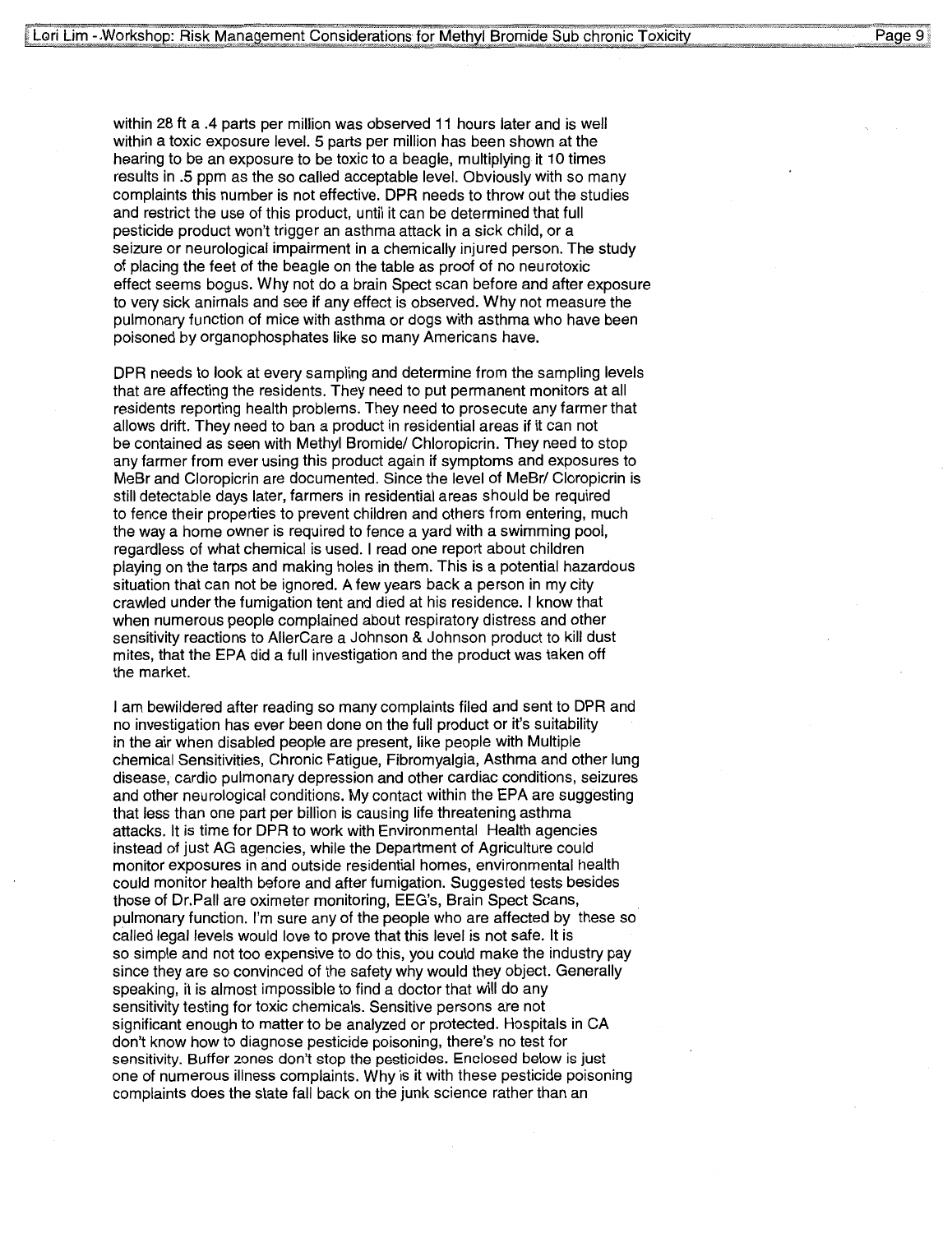within 28 ft a .4 parts per million was observed 11 hours later and is well within a toxic exposure level. 5 parts per million has been shown at the hearing to be an exposure to be toxic to a beagle, multiplying it 10 times results in .5 ppm as the so called acceptable level. Obviously with so many complaints this number is not effective. DPR needs to throw out the studies and restrict the use of this product, until it can be determined that full pesticide product won't trigger an asthma attack in a sick child, or a seizure or neurological impairment in a chemically injured person. The study of placing the feet of the beagle on the table as proof of no neurotoxic effect seems bogus. Why not do a brain Spect scan before and after exposure to very sick animals and see if any effect is observed. Why not measure the pulmonary function of mice with asthma or dogs with asthma who have been poisoned by organophosphates like so many Americans have.

DPR needs to look at every sampling and determine from the sampling levels that are affecting the residents. They need to put permanent monitors at all residents reporting health problems. They need to prosecute any farmer that allows drift. They need to ban a product in residential areas if it can not be contained as seen with Methyl Bromide/ Chloropicrin. They need to stop any farmer from ever using this product again if symptoms and exposures to MeBr and Cloropicrin are documented. Since the level of MeBr/ Cloropicrin is still detectable days later, farmers in residential areas should be required to fence their properties to prevent children and others from entering, much the way a home owner is required to fence a yard with a swimming pool, regardless of what chemical is used. I read one report about children playing on the tarps and making holes in them. This is a potential hazardous situation that can not be ignored. A few years back a person in my city crawled under the fumigation tent and died at his residence. I know that when numerous people complained about respiratory distress and other sensitivity reactions to AllerCare a Johnson & Johnson product to kill dust mites, that the EPA did a full investigation and the product was taken off the market.

I am bewildered after reading so many complaints filed and sent to DPR and no investigation has ever been done on the full product or it's suitability in the air when disabled people are present, like people with Multiple chemical Sensitivities, Chronic Fatigue, Fibromyalgia, Asthma and other lung disease, cardio pulmonary depression and other cardiac conditions, seizures and other neurological conditions. My contact within the EPA are suggesting that less than one part per billion is causing life threatening asthma attacks. It is time for DPR to work with Environmental Health agencies instead of just AG agencies, while the Department of Agriculture could monitor exposures in and outside residential homes, environmental health could monitor health before and after fumigation. Suggested tests besides those of Dr.Pall are oximeter monitoring, EEG's, Brain Spect Scans, pulmonary function. I'm sure any of the people who are affected by these so called legal levels would love to prove that this level is not safe. It is so simple and not too expensive to do this, you could make the industry pay since they are so convinced of the safety why would they object. Generally speaking, it is almost impossible to find a doctor that will do any sensitivity testing for toxic chemicals. Sensitive persons are not significant enough to matter to be analyzed or protected. Hospitals in CA don't know how to diagnose pesticide poisoning, there's no test for sensitivity. Buffer zones don't stop the pesticides. Enclosed below is just one of numerous illness complaints. Why is it with these pesticide poisoning complaints does the state fall back on the junk science rather than an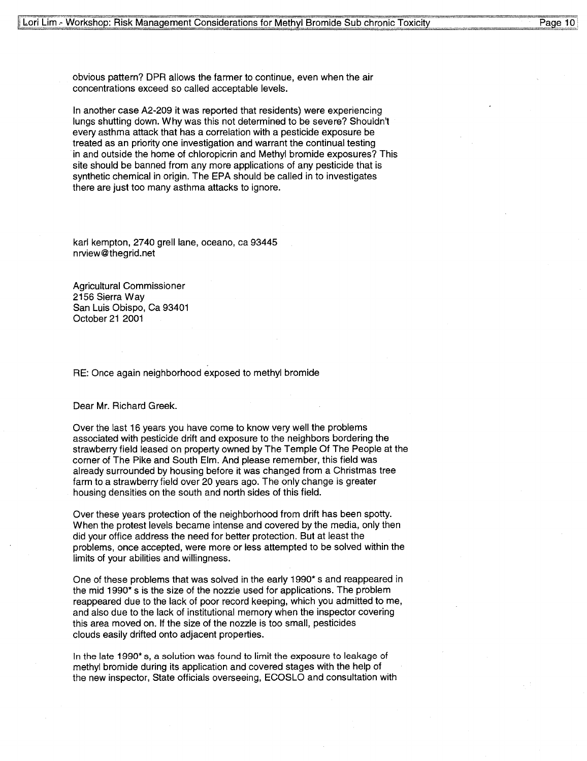obvious pattern? DPR allows the farmer to continue, even when the air concentrations exceed so called acceptable levels.

In another case A2-209 it was reported that residents) were experiencing lungs shutting down. Why was this not determined to be severe? Shouldn't every asthma attack that has a correlation with a pesticide exposure be treated as an priority one investigation and warrant the continual testing in and outside the home of chloropicrin and Methyl bromide exposures? This site should be banned from any more applications of any pesticide that is synthetic chemical in origin. The EPA should be called in to investigates there are just too many asthma attacks to ignore.

karl kempton, 2740 grell lane, oceano, ca 93445
nrview@thegrid.net

Agricultural Commissioner
2156 Sierra Way
San Luis Obispo, Ca 93401
October 21 2001

RE: Once again neighborhood exposed to methyl bromide

Dear Mr. Richard Greek.

Over the last 16 years you have come to know very well the problems associated with pesticide drift and exposure to the neighbors bordering the strawberry field leased on property owned by The Temple Of The People at the corner of The Pike and South Elm. And please remember, this field was already surrounded by housing before it was changed from a Christmas tree farm to a strawberry field over 20 years ago. The only change is greater housing densities on the south and north sides of this field.

Over these years protection of the neighborhood from drift has been spotty. When the protest levels became intense and covered by the media, only then did your office address the need for better protection. But at least the problems, once accepted, were more or less attempted to be solved within the limits of your abilities and willingness.

One of these problems that was solved in the early 1990* s and reappeared in the mid 1990* s is the size of the nozzle used for applications. The problem reappeared due to the lack of poor record keeping, which you admitted to me, and also due to the lack of institutional memory when the inspector covering this area moved on. If the size of the nozzle is too small, pesticides clouds easily drifted onto adjacent properties.

In the late 1990* s, a solution was found to limit the exposure to leakage of methyl bromide during its application and covered stages with the help of the new inspector, State officials overseeing, ECOSLO and consultation with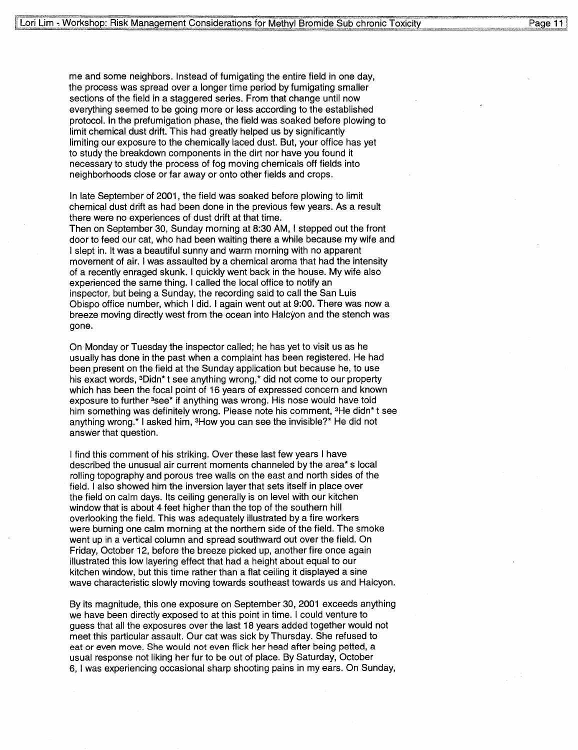me and some neighbors. Instead of fumigating the entire field in one day, the process was spread over a longer time period by fumigating smaller sections of the field in a staggered series. From that change until now everything seemed to be going more or less according to the established protocol. In the prefumigation phase, the field was soaked before plowing to limit chemical dust drift. This had greatly helped us by significantly limiting our exposure to the chemically laced dust. But, your office has yet to study the breakdown components in the dirt nor have you found it necessary to study the process of fog moving chemicals off fields into neighborhoods close or far away or onto other fields and crops.

In late September of 2001, the field was soaked before plowing to limit chemical dust drift as had been done in the previous few years. As a result there were no experiences of dust drift at that time.
Then on September 30, Sunday morning at 8:30 AM, I stepped out the front door to feed our cat, who had been waiting there a while because my wife and I slept in. It was a beautiful sunny and warm morning with no apparent movement of air. I was assaulted by a chemical aroma that had the intensity of a recently enraged skunk. I quickly went back in the house. My wife also experienced the same thing. I called the local office to notify an inspector, but being a Sunday, the recording said to call the San Luis Obispo office number, which I did. I again went out at 9:00. There was now a breeze moving directly west from the ocean into Halcyon and the stench was gone.

On Monday or Tuesday the inspector called; he has yet to visit us as he usually has done in the past when a complaint has been registered. He had been present on the field at the Sunday application but because he, to use his exact words, ³Didn* t see anything wrong,* did not come to our property which has been the focal point of 16 years of expressed concern and known exposure to further ³see* if anything was wrong. His nose would have told him something was definitely wrong. Please note his comment, ³He didn* t see anything wrong.* I asked him, ³How you can see the invisible?* He did not answer that question.

I find this comment of his striking. Over these last few years I have described the unusual air current moments channeled by the area* s local rolling topography and porous tree walls on the east and north sides of the field. I also showed him the inversion layer that sets itself in place over the field on calm days. Its ceiling generally is on level with our kitchen window that is about 4 feet higher than the top of the southern hill overlooking the field. This was adequately illustrated by a fire workers were burning one calm morning at the northern side of the field. The smoke went up in a vertical column and spread southward out over the field. On Friday, October 12, before the breeze picked up, another fire once again illustrated this low layering effect that had a height about equal to our kitchen window, but this time rather than a flat ceiling it displayed a sine wave characteristic slowly moving towards southeast towards us and Halcyon.

By its magnitude, this one exposure on September 30, 2001 exceeds anything we have been directly exposed to at this point in time. I could venture to guess that all the exposures over the last 18 years added together would not meet this particular assault. Our cat was sick by Thursday. She refused to eat or even move. She would not even flick her head after being petted, a usual response not liking her fur to be out of place. By Saturday, October 6, I was experiencing occasional sharp shooting pains in my ears. On Sunday,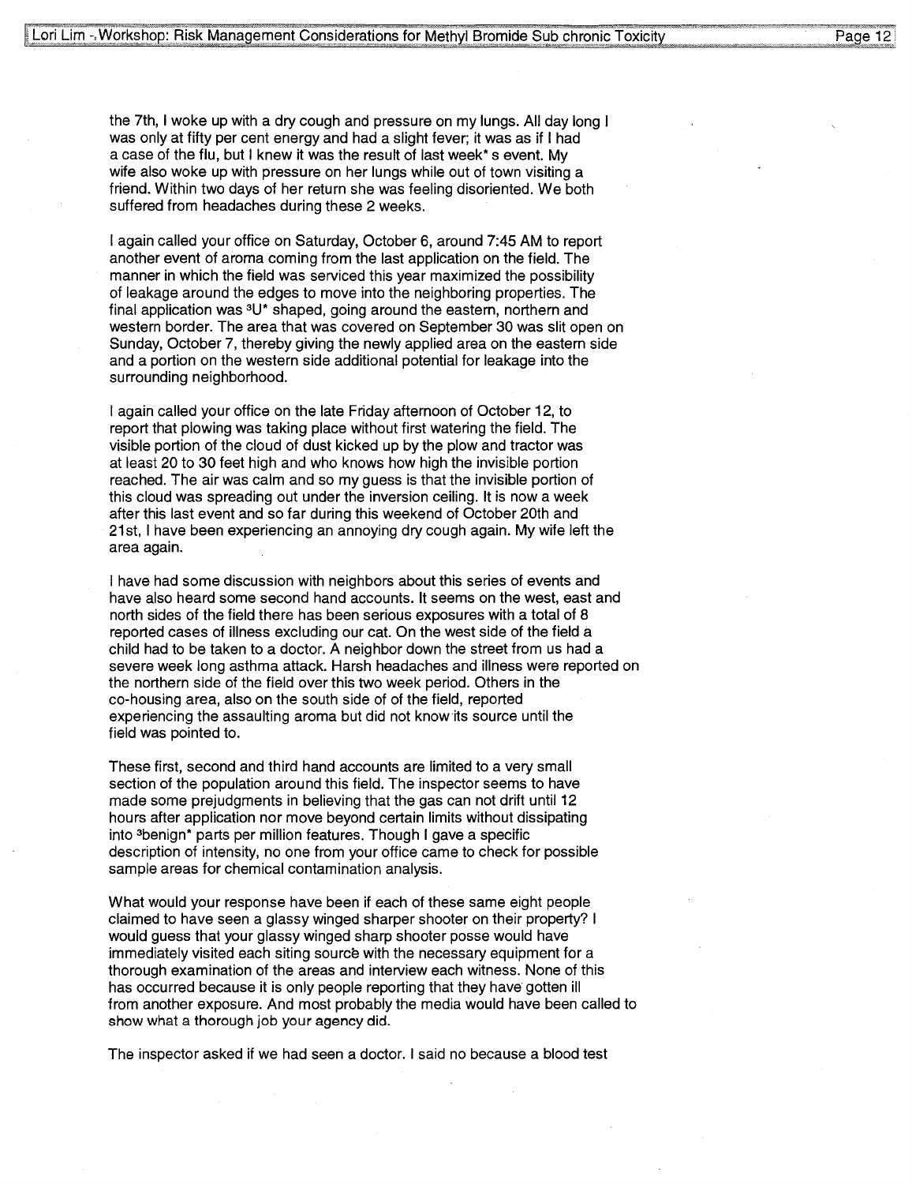the 7th, I woke up with a dry cough and pressure on my lungs. All day long I was only at fifty per cent energy and had a slight fever; it was as if I had a case of the flu, but I knew it was the result of last week* s event. My wife also woke up with pressure on her lungs while out of town visiting a friend. Within two days of her return she was feeling disoriented. We both suffered from headaches during these 2 weeks.

I again called your office on Saturday, October 6, around 7:45 AM to report another event of aroma coming from the last application on the field. The manner in which the field was serviced this year maximized the possibility of leakage around the edges to move into the neighboring properties. The final application was ³U* shaped, going around the eastern, northern and western border. The area that was covered on September 30 was slit open on Sunday, October 7, thereby giving the newly applied area on the eastern side and a portion on the western side additional potential for leakage into the surrounding neighborhood.

I again called your office on the late Friday afternoon of October 12, to report that plowing was taking place without first watering the field. The visible portion of the cloud of dust kicked up by the plow and tractor was at least 20 to 30 feet high and who knows how high the invisible portion reached. The air was calm and so my guess is that the invisible portion of this cloud was spreading out under the inversion ceiling. It is now a week after this last event and so far during this weekend of October 20th and 21st, I have been experiencing an annoying dry cough again. My wife left the area again.

I have had some discussion with neighbors about this series of events and have also heard some second hand accounts. It seems on the west, east and north sides of the field there has been serious exposures with a total of 8 reported cases of illness excluding our cat. On the west side of the field a child had to be taken to a doctor. A neighbor down the street from us had a severe week long asthma attack. Harsh headaches and illness were reported on the northern side of the field over this two week period. Others in the co-housing area, also on the south side of of the field, reported experiencing the assaulting aroma but did not know its source until the field was pointed to.

These first, second and third hand accounts are limited to a very small section of the population around this field. The inspector seems to have made some prejudgments in believing that the gas can not drift until 12 hours after application nor move beyond certain limits without dissipating into ³benign* parts per million features. Though I gave a specific description of intensity, no one from your office came to check for possible sample areas for chemical contamination analysis.

What would your response have been if each of these same eight people claimed to have seen a glassy winged sharper shooter on their property? I would guess that your glassy winged sharp shooter posse would have immediately visited each siting source with the necessary equipment for a thorough examination of the areas and interview each witness. None of this has occurred because it is only people reporting that they have gotten ill from another exposure. And most probably the media would have been called to show what a thorough job your agency did.

The inspector asked if we had seen a doctor. I said no because a blood test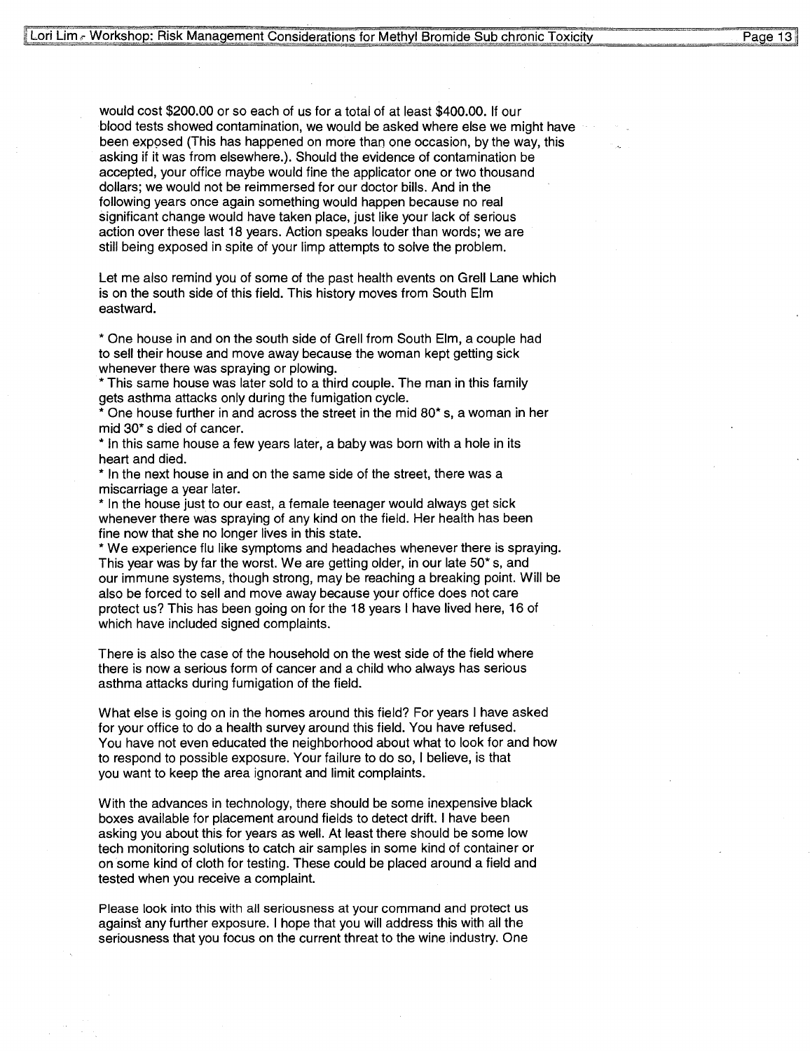would cost $200.00 or so each of us for a total of at least $400.00. If our blood tests showed contamination, we would be asked where else we might have been exposed (This has happened on more than one occasion, by the way, this asking if it was from elsewhere.). Should the evidence of contamination be accepted, your office maybe would fine the applicator one or two thousand dollars; we would not be reimmersed for our doctor bills. And in the following years once again something would happen because no real significant change would have taken place, just like your lack of serious action over these last 18 years. Action speaks louder than words; we are still being exposed in spite of your limp attempts to solve the problem.

Let me also remind you of some of the past health events on Grell Lane which is on the south side of this field. This history moves from South Elm eastward.

* One house in and on the south side of Grell from South Elm, a couple had to sell their house and move away because the woman kept getting sick whenever there was spraying or plowing.
* This same house was later sold to a third couple. The man in this family gets asthma attacks only during the fumigation cycle.
* One house further in and across the street in the mid 80* s, a woman in her mid 30* s died of cancer.
* In this same house a few years later, a baby was born with a hole in its heart and died.
* In the next house in and on the same side of the street, there was a miscarriage a year later.
* In the house just to our east, a female teenager would always get sick whenever there was spraying of any kind on the field. Her health has been fine now that she no longer lives in this state.
* We experience flu like symptoms and headaches whenever there is spraying. This year was by far the worst. We are getting older, in our late 50* s, and our immune systems, though strong, may be reaching a breaking point. Will be also be forced to sell and move away because your office does not care protect us? This has been going on for the 18 years I have lived here, 16 of which have included signed complaints.

There is also the case of the household on the west side of the field where there is now a serious form of cancer and a child who always has serious asthma attacks during fumigation of the field.

What else is going on in the homes around this field? For years I have asked for your office to do a health survey around this field. You have refused. You have not even educated the neighborhood about what to look for and how to respond to possible exposure. Your failure to do so, I believe, is that you want to keep the area ignorant and limit complaints.

With the advances in technology, there should be some inexpensive black boxes available for placement around fields to detect drift. I have been asking you about this for years as well. At least there should be some low tech monitoring solutions to catch air samples in some kind of container or on some kind of cloth for testing. These could be placed around a field and tested when you receive a complaint.

Please look into this with all seriousness at your command and protect us against any further exposure. I hope that you will address this with all the seriousness that you focus on the current threat to the wine industry. One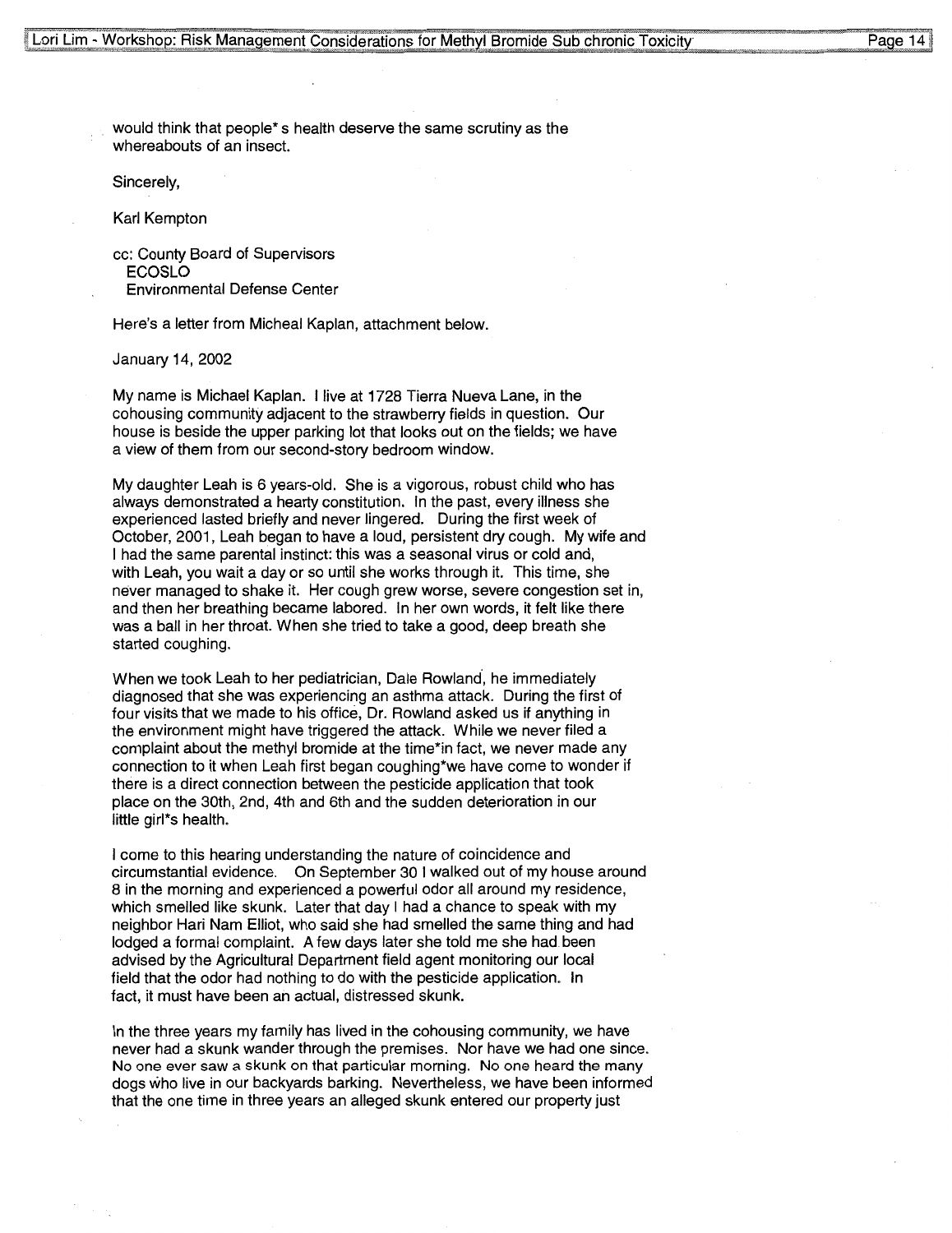would think that people* s health deserve the same scrutiny as the whereabouts of an insect.

Sincerely,

Karl Kempton

cc: County Board of Supervisors
ECOSLO
Environmental Defense Center

Here's a letter from Micheal Kaplan, attachment below.

January 14, 2002

My name is Michael Kaplan. I live at 1728 Tierra Nueva Lane, in the cohousing community adjacent to the strawberry fields in question. Our house is beside the upper parking lot that looks out on the fields; we have a view of them from our second-story bedroom window.

My daughter Leah is 6 years-old. She is a vigorous, robust child who has always demonstrated a hearty constitution. In the past, every illness she experienced lasted briefly and never lingered. During the first week of October, 2001, Leah began to have a loud, persistent dry cough. My wife and I had the same parental instinct: this was a seasonal virus or cold and, with Leah, you wait a day or so until she works through it. This time, she never managed to shake it. Her cough grew worse, severe congestion set in, and then her breathing became labored. In her own words, it felt like there was a ball in her throat. When she tried to take a good, deep breath she started coughing.

When we took Leah to her pediatrician, Dale Rowland, he immediately diagnosed that she was experiencing an asthma attack. During the first of four visits that we made to his office, Dr. Rowland asked us if anything in the environment might have triggered the attack. While we never filed a complaint about the methyl bromide at the time*in fact, we never made any connection to it when Leah first began coughing*we have come to wonder if there is a direct connection between the pesticide application that took place on the 30th, 2nd, 4th and 6th and the sudden deterioration in our little girl*s health.

I come to this hearing understanding the nature of coincidence and circumstantial evidence. On September 30 I walked out of my house around 8 in the morning and experienced a powerful odor all around my residence, which smelled like skunk. Later that day I had a chance to speak with my neighbor Hari Nam Elliot, who said she had smelled the same thing and had lodged a formal complaint. A few days later she told me she had been advised by the Agricultural Department field agent monitoring our local field that the odor had nothing to do with the pesticide application. In fact, it must have been an actual, distressed skunk.

In the three years my family has lived in the cohousing community, we have never had a skunk wander through the premises. Nor have we had one since. No one ever saw a skunk on that particular morning. No one heard the many dogs who live in our backyards barking. Nevertheless, we have been informed that the one time in three years an alleged skunk entered our property just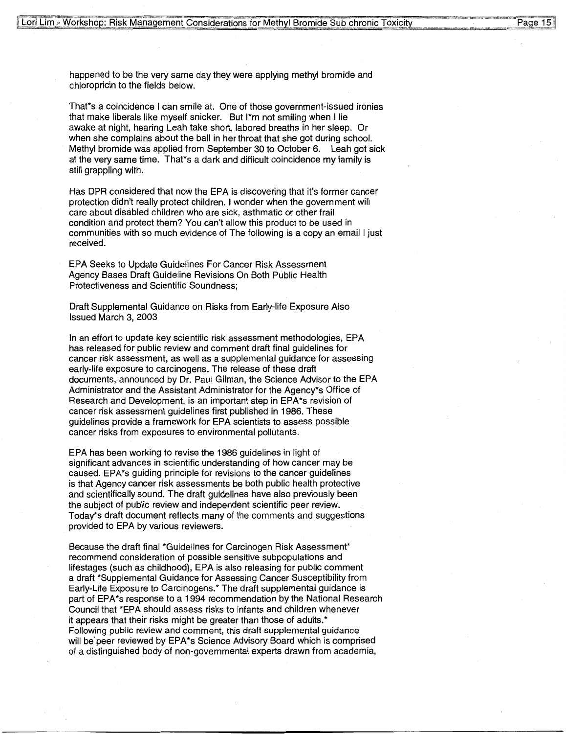happened to be the very same day they were applying methyl bromide and chloropricin to the fields below.

That*s a coincidence I can smile at. One of those government-issued ironies that make liberals like myself snicker. But I*m not smiling when I lie awake at night, hearing Leah take short, labored breaths in her sleep. Or when she complains about the ball in her throat that she got during school. Methyl bromide was applied from September 30 to October 6. Leah got sick at the very same time. That*s a dark and difficult coincidence my family is still grappling with.

Has DPR considered that now the EPA is discovering that it's former cancer protection didn't really protect children. I wonder when the government will care about disabled children who are sick, asthmatic or other frail condition and protect them? You can't allow this product to be used in communities with so much evidence of The following is a copy an email I just received.

EPA Seeks to Update Guidelines For Cancer Risk Assessment
Agency Bases Draft Guideline Revisions On Both Public Health Protectiveness and Scientific Soundness;

Draft Supplemental Guidance on Risks from Early-life Exposure Also Issued March 3, 2003

In an effort to update key scientific risk assessment methodologies, EPA has released for public review and comment draft final guidelines for cancer risk assessment, as well as a supplemental guidance for assessing early-life exposure to carcinogens. The release of these draft documents, announced by Dr. Paul Gilman, the Science Advisor to the EPA Administrator and the Assistant Administrator for the Agency*s Office of Research and Development, is an important step in EPA*s revision of cancer risk assessment guidelines first published in 1986. These guidelines provide a framework for EPA scientists to assess possible cancer risks from exposures to environmental pollutants.

EPA has been working to revise the 1986 guidelines in light of significant advances in scientific understanding of how cancer may be caused. EPA*s guiding principle for revisions to the cancer guidelines is that Agency cancer risk assessments be both public health protective and scientifically sound. The draft guidelines have also previously been the subject of public review and independent scientific peer review. Today*s draft document reflects many of the comments and suggestions provided to EPA by various reviewers.

Because the draft final *Guidelines for Carcinogen Risk Assessment* recommend consideration of possible sensitive subpopulations and lifestages (such as childhood), EPA is also releasing for public comment a draft *Supplemental Guidance for Assessing Cancer Susceptibility from Early-Life Exposure to Carcinogens.* The draft supplemental guidance is part of EPA*s response to a 1994 recommendation by the National Research Council that *EPA should assess risks to infants and children whenever it appears that their risks might be greater than those of adults.* Following public review and comment, this draft supplemental guidance will be peer reviewed by EPA*s Science Advisory Board which is comprised of a distinguished body of non-governmental experts drawn from academia,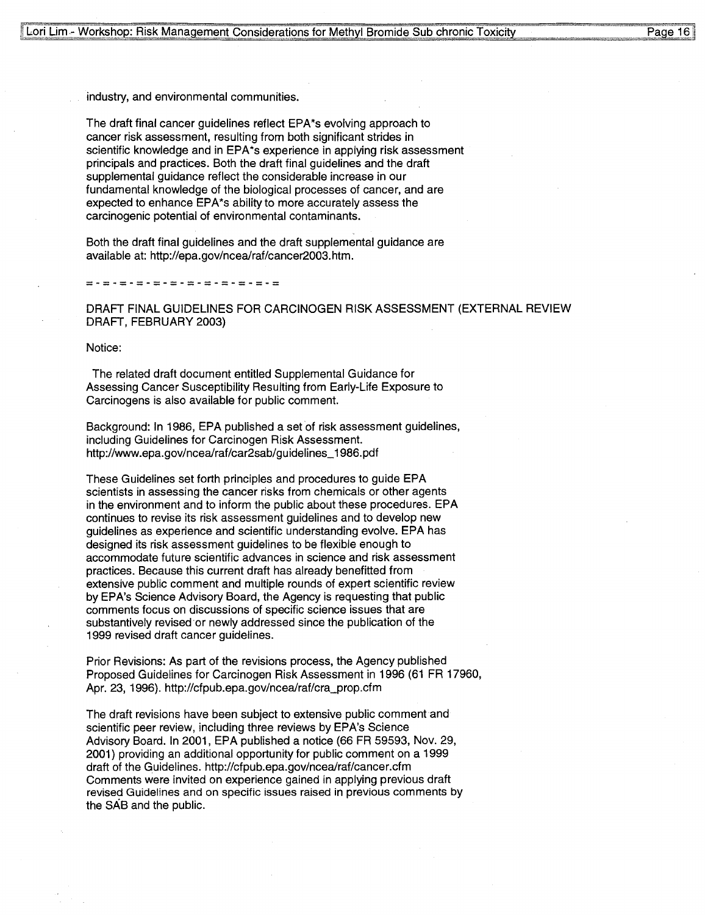industry, and environmental communities.

The draft final cancer guidelines reflect EPA*s evolving approach to cancer risk assessment, resulting from both significant strides in scientific knowledge and in EPA*s experience in applying risk assessment principals and practices. Both the draft final guidelines and the draft supplemental guidance reflect the considerable increase in our fundamental knowledge of the biological processes of cancer, and are expected to enhance EPA*s ability to more accurately assess the carcinogenic potential of environmental contaminants.

Both the draft final guidelines and the draft supplemental guidance are available at: http://epa.gov/ncea/raf/cancer2003.htm.

= - = - = - = - = - = - = - = - = - = - =

DRAFT FINAL GUIDELINES FOR CARCINOGEN RISK ASSESSMENT (EXTERNAL REVIEW DRAFT, FEBRUARY 2003)

Notice:

The related draft document entitled Supplemental Guidance for Assessing Cancer Susceptibility Resulting from Early-Life Exposure to Carcinogens is also available for public comment.

Background: In 1986, EPA published a set of risk assessment guidelines, including Guidelines for Carcinogen Risk Assessment. http://www.epa.gov/ncea/raf/car2sab/guidelines_1986.pdf

These Guidelines set forth principles and procedures to guide EPA scientists in assessing the cancer risks from chemicals or other agents in the environment and to inform the public about these procedures. EPA continues to revise its risk assessment guidelines and to develop new guidelines as experience and scientific understanding evolve. EPA has designed its risk assessment guidelines to be flexible enough to accommodate future scientific advances in science and risk assessment practices. Because this current draft has already benefitted from extensive public comment and multiple rounds of expert scientific review by EPA's Science Advisory Board, the Agency is requesting that public comments focus on discussions of specific science issues that are substantively revised or newly addressed since the publication of the 1999 revised draft cancer guidelines.

Prior Revisions: As part of the revisions process, the Agency published Proposed Guidelines for Carcinogen Risk Assessment in 1996 (61 FR 17960, Apr. 23, 1996). http://cfpub.epa.gov/ncea/raf/cra_prop.cfm

The draft revisions have been subject to extensive public comment and scientific peer review, including three reviews by EPA's Science Advisory Board. In 2001, EPA published a notice (66 FR 59593, Nov. 29, 2001) providing an additional opportunity for public comment on a 1999 draft of the Guidelines. http://cfpub.epa.gov/ncea/raf/cancer.cfm Comments were invited on experience gained in applying previous draft revised Guidelines and on specific issues raised in previous comments by the SAB and the public.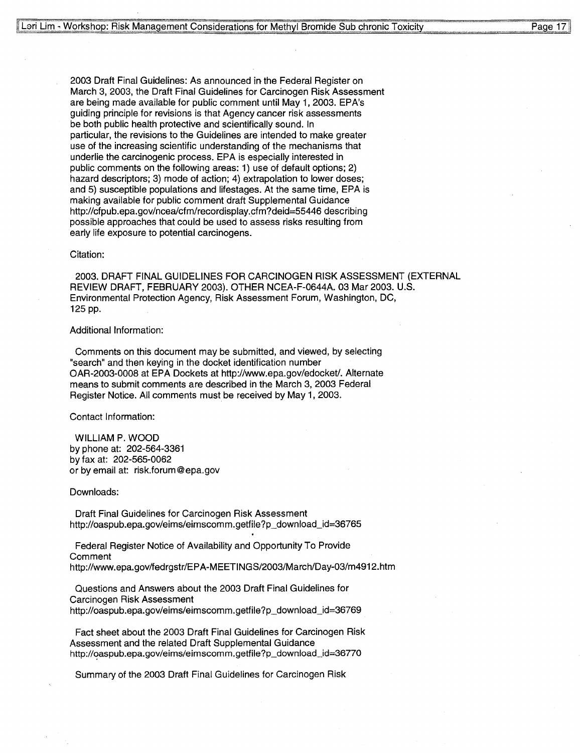2003 Draft Final Guidelines: As announced in the Federal Register on March 3, 2003, the Draft Final Guidelines for Carcinogen Risk Assessment are being made available for public comment until May 1, 2003. EPA's guiding principle for revisions is that Agency cancer risk assessments be both public health protective and scientifically sound. In particular, the revisions to the Guidelines are intended to make greater use of the increasing scientific understanding of the mechanisms that underlie the carcinogenic process. EPA is especially interested in public comments on the following areas: 1) use of default options; 2) hazard descriptors; 3) mode of action; 4) extrapolation to lower doses; and 5) susceptible populations and lifestages. At the same time, EPA is making available for public comment draft Supplemental Guidance http://cfpub.epa.gov/ncea/cfm/recordisplay.cfm?deid=55446 describing possible approaches that could be used to assess risks resulting from early life exposure to potential carcinogens.

Citation:

2003. DRAFT FINAL GUIDELINES FOR CARCINOGEN RISK ASSESSMENT (EXTERNAL REVIEW DRAFT, FEBRUARY 2003). OTHER NCEA-F-0644A. 03 Mar 2003. U.S. Environmental Protection Agency, Risk Assessment Forum, Washington, DC, 125 pp.

Additional Information:

Comments on this document may be submitted, and viewed, by selecting "search" and then keying in the docket identification number OAR-2003-0008 at EPA Dockets at http://www.epa.gov/edocket/. Alternate means to submit comments are described in the March 3, 2003 Federal Register Notice. All comments must be received by May 1, 2003.

Contact Information:

WILLIAM P. WOOD
by phone at: 202-564-3361
by fax at: 202-565-0062
or by email at: risk.forum@epa.gov

Downloads:

Draft Final Guidelines for Carcinogen Risk Assessment
http://oaspub.epa.gov/eims/eimscomm.getfile?p_download_id=36765

Federal Register Notice of Availability and Opportunity To Provide Comment
http://www.epa.gov/fedrgstr/EPA-MEETINGS/2003/March/Day-03/m4912.htm

Questions and Answers about the 2003 Draft Final Guidelines for Carcinogen Risk Assessment
http://oaspub.epa.gov/eims/eimscomm.getfile?p_download_id=36769

Fact sheet about the 2003 Draft Final Guidelines for Carcinogen Risk Assessment and the related Draft Supplemental Guidance
http://oaspub.epa.gov/eims/eimscomm.getfile?p_download_id=36770

Summary of the 2003 Draft Final Guidelines for Carcinogen Risk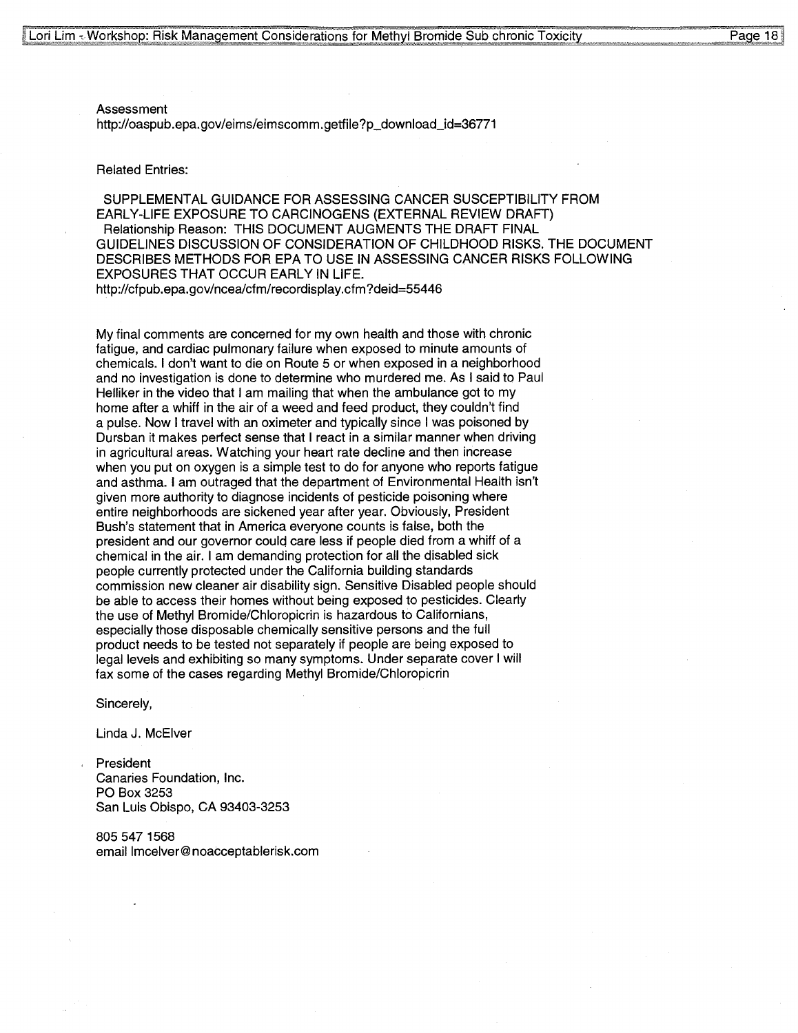Assessment
http://oaspub.epa.gov/eims/eimscomm.getfile?p_download_id=36771

Related Entries:

SUPPLEMENTAL GUIDANCE FOR ASSESSING CANCER SUSCEPTIBILITY FROM EARLY-LIFE EXPOSURE TO CARCINOGENS (EXTERNAL REVIEW DRAFT)
Relationship Reason: THIS DOCUMENT AUGMENTS THE DRAFT FINAL GUIDELINES DISCUSSION OF CONSIDERATION OF CHILDHOOD RISKS. THE DOCUMENT DESCRIBES METHODS FOR EPA TO USE IN ASSESSING CANCER RISKS FOLLOWING EXPOSURES THAT OCCUR EARLY IN LIFE.
http://cfpub.epa.gov/ncea/cfm/recordisplay.cfm?deid=55446

My final comments are concerned for my own health and those with chronic fatigue, and cardiac pulmonary failure when exposed to minute amounts of chemicals. I don't want to die on Route 5 or when exposed in a neighborhood and no investigation is done to determine who murdered me. As I said to Paul Helliker in the video that I am mailing that when the ambulance got to my home after a whiff in the air of a weed and feed product, they couldn't find a pulse. Now I travel with an oximeter and typically since I was poisoned by Dursban it makes perfect sense that I react in a similar manner when driving in agricultural areas. Watching your heart rate decline and then increase when you put on oxygen is a simple test to do for anyone who reports fatigue and asthma. I am outraged that the department of Environmental Health isn't given more authority to diagnose incidents of pesticide poisoning where entire neighborhoods are sickened year after year. Obviously, President Bush's statement that in America everyone counts is false, both the president and our governor could care less if people died from a whiff of a chemical in the air. I am demanding protection for all the disabled sick people currently protected under the California building standards commission new cleaner air disability sign. Sensitive Disabled people should be able to access their homes without being exposed to pesticides. Clearly the use of Methyl Bromide/Chloropicrin is hazardous to Californians, especially those disposable chemically sensitive persons and the full product needs to be tested not separately if people are being exposed to legal levels and exhibiting so many symptoms. Under separate cover I will fax some of the cases regarding Methyl Bromide/Chloropicrin

Sincerely,

Linda J. McElver

President
Canaries Foundation, Inc.
PO Box 3253
San Luis Obispo, CA 93403-3253

805 547 1568
email lmcelver@noacceptablerisk.com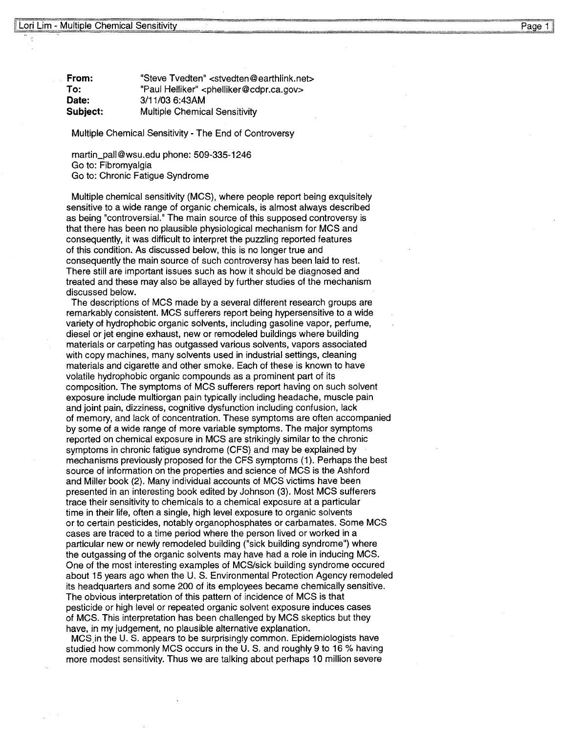| | |
|---|---|
| **From:** | "Steve Tvedten" <stvedten@earthlink.net> |
| **To:** | "Paul Helliker" <phelliker@cdpr.ca.gov> |
| **Date:** | 3/11/03 6:43AM |
| **Subject:** | Multiple Chemical Sensitivity |

Multiple Chemical Sensitivity - The End of Controversy

martin_pall@wsu.edu phone: 509-335-1246
Go to: Fibromyalgia
Go to: Chronic Fatigue Syndrome

Multiple chemical sensitivity (MCS), where people report being exquisitely sensitive to a wide range of organic chemicals, is almost always described as being "controversial." The main source of this supposed controversy is that there has been no plausible physiological mechanism for MCS and consequently, it was difficult to interpret the puzzling reported features of this condition. As discussed below, this is no longer true and consequently the main source of such controversy has been laid to rest. There still are important issues such as how it should be diagnosed and treated and these may also be allayed by further studies of the mechanism discussed below.

The descriptions of MCS made by a several different research groups are remarkably consistent. MCS sufferers report being hypersensitive to a wide variety of hydrophobic organic solvents, including gasoline vapor, perfume, diesel or jet engine exhaust, new or remodeled buildings where building materials or carpeting has outgassed various solvents, vapors associated with copy machines, many solvents used in industrial settings, cleaning materials and cigarette and other smoke. Each of these is known to have volatile hydrophobic organic compounds as a prominent part of its composition. The symptoms of MCS sufferers report having on such solvent exposure include multiorgan pain typically including headache, muscle pain and joint pain, dizziness, cognitive dysfunction including confusion, lack of memory, and lack of concentration. These symptoms are often accompanied by some of a wide range of more variable symptoms. The major symptoms reported on chemical exposure in MCS are strikingly similar to the chronic symptoms in chronic fatigue syndrome (CFS) and may be explained by mechanisms previously proposed for the CFS symptoms (1). Perhaps the best source of information on the properties and science of MCS is the Ashford and Miller book (2). Many individual accounts of MCS victims have been presented in an interesting book edited by Johnson (3). Most MCS sufferers trace their sensitivity to chemicals to a chemical exposure at a particular time in their life, often a single, high level exposure to organic solvents or to certain pesticides, notably organophosphates or carbamates. Some MCS cases are traced to a time period where the person lived or worked in a particular new or newly remodeled building ("sick building syndrome") where the outgassing of the organic solvents may have had a role in inducing MCS. One of the most interesting examples of MCS/sick building syndrome occured about 15 years ago when the U. S. Environmental Protection Agency remodeled its headquarters and some 200 of its employees became chemically sensitive. The obvious interpretation of this pattern of incidence of MCS is that pesticide or high level or repeated organic solvent exposure induces cases of MCS. This interpretation has been challenged by MCS skeptics but they have, in my judgement, no plausible alternative explanation.

MCS in the U. S. appears to be surprisingly common. Epidemiologists have studied how commonly MCS occurs in the U. S. and roughly 9 to 16 % having more modest sensitivity. Thus we are talking about perhaps 10 million severe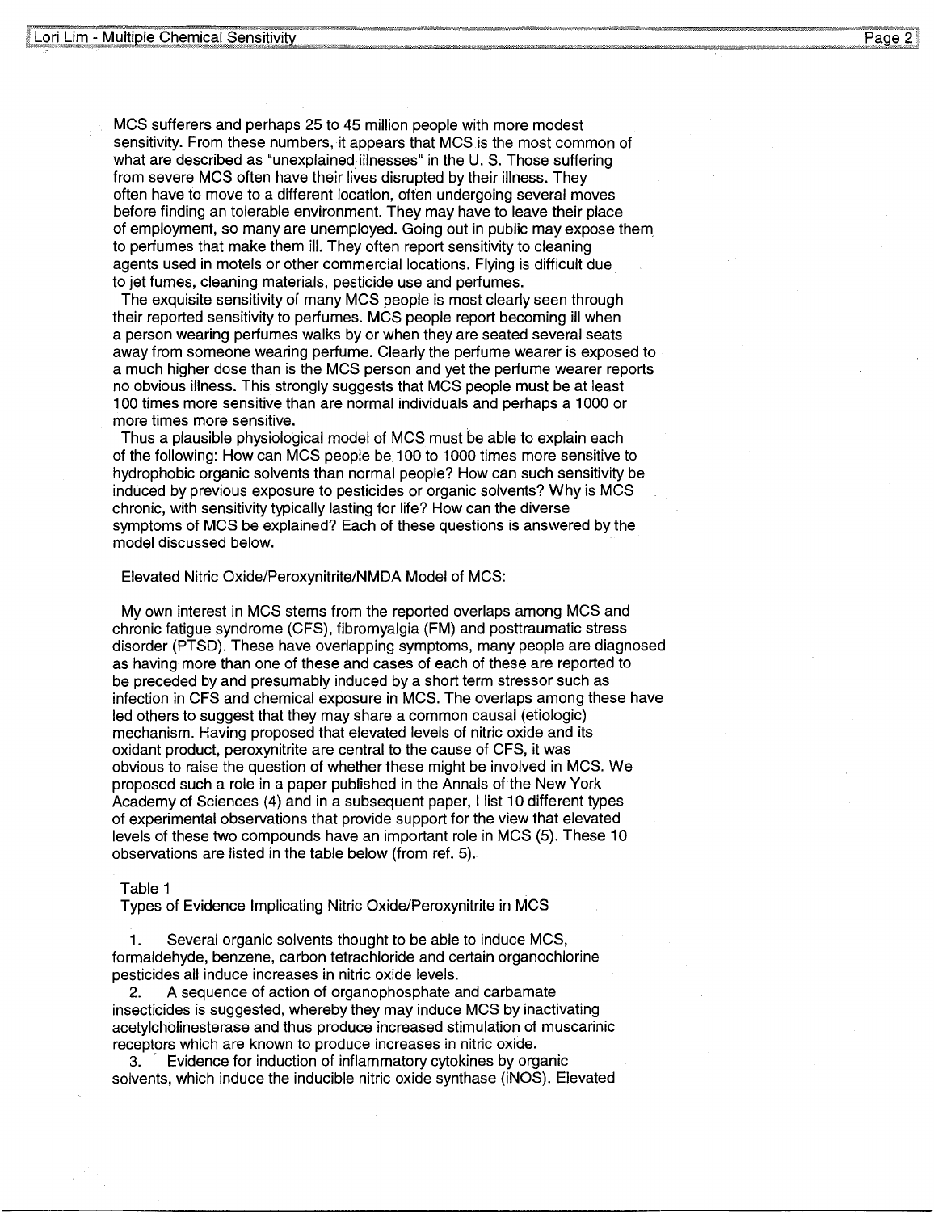MCS sufferers and perhaps 25 to 45 million people with more modest sensitivity. From these numbers, it appears that MCS is the most common of what are described as "unexplained illnesses" in the U. S. Those suffering from severe MCS often have their lives disrupted by their illness. They often have to move to a different location, often undergoing several moves before finding an tolerable environment. They may have to leave their place of employment, so many are unemployed. Going out in public may expose them to perfumes that make them ill. They often report sensitivity to cleaning agents used in motels or other commercial locations. Flying is difficult due to jet fumes, cleaning materials, pesticide use and perfumes.

The exquisite sensitivity of many MCS people is most clearly seen through their reported sensitivity to perfumes. MCS people report becoming ill when a person wearing perfumes walks by or when they are seated several seats away from someone wearing perfume. Clearly the perfume wearer is exposed to a much higher dose than is the MCS person and yet the perfume wearer reports no obvious illness. This strongly suggests that MCS people must be at least 100 times more sensitive than are normal individuals and perhaps a 1000 or more times more sensitive.

Thus a plausible physiological model of MCS must be able to explain each of the following: How can MCS people be 100 to 1000 times more sensitive to hydrophobic organic solvents than normal people? How can such sensitivity be induced by previous exposure to pesticides or organic solvents? Why is MCS chronic, with sensitivity typically lasting for life? How can the diverse symptoms of MCS be explained? Each of these questions is answered by the model discussed below.

Elevated Nitric Oxide/Peroxynitrite/NMDA Model of MCS:

My own interest in MCS stems from the reported overlaps among MCS and chronic fatigue syndrome (CFS), fibromyalgia (FM) and posttraumatic stress disorder (PTSD). These have overlapping symptoms, many people are diagnosed as having more than one of these and cases of each of these are reported to be preceded by and presumably induced by a short term stressor such as infection in CFS and chemical exposure in MCS. The overlaps among these have led others to suggest that they may share a common causal (etiologic) mechanism. Having proposed that elevated levels of nitric oxide and its oxidant product, peroxynitrite are central to the cause of CFS, it was obvious to raise the question of whether these might be involved in MCS. We proposed such a role in a paper published in the Annals of the New York Academy of Sciences (4) and in a subsequent paper, I list 10 different types of experimental observations that provide support for the view that elevated levels of these two compounds have an important role in MCS (5). These 10 observations are listed in the table below (from ref. 5).

Table 1
Types of Evidence Implicating Nitric Oxide/Peroxynitrite in MCS

1. Several organic solvents thought to be able to induce MCS, formaldehyde, benzene, carbon tetrachloride and certain organochlorine pesticides all induce increases in nitric oxide levels.
2. A sequence of action of organophosphate and carbamate insecticides is suggested, whereby they may induce MCS by inactivating acetylcholinesterase and thus produce increased stimulation of muscarinic receptors which are known to produce increases in nitric oxide.
3. Evidence for induction of inflammatory cytokines by organic solvents, which induce the inducible nitric oxide synthase (iNOS). Elevated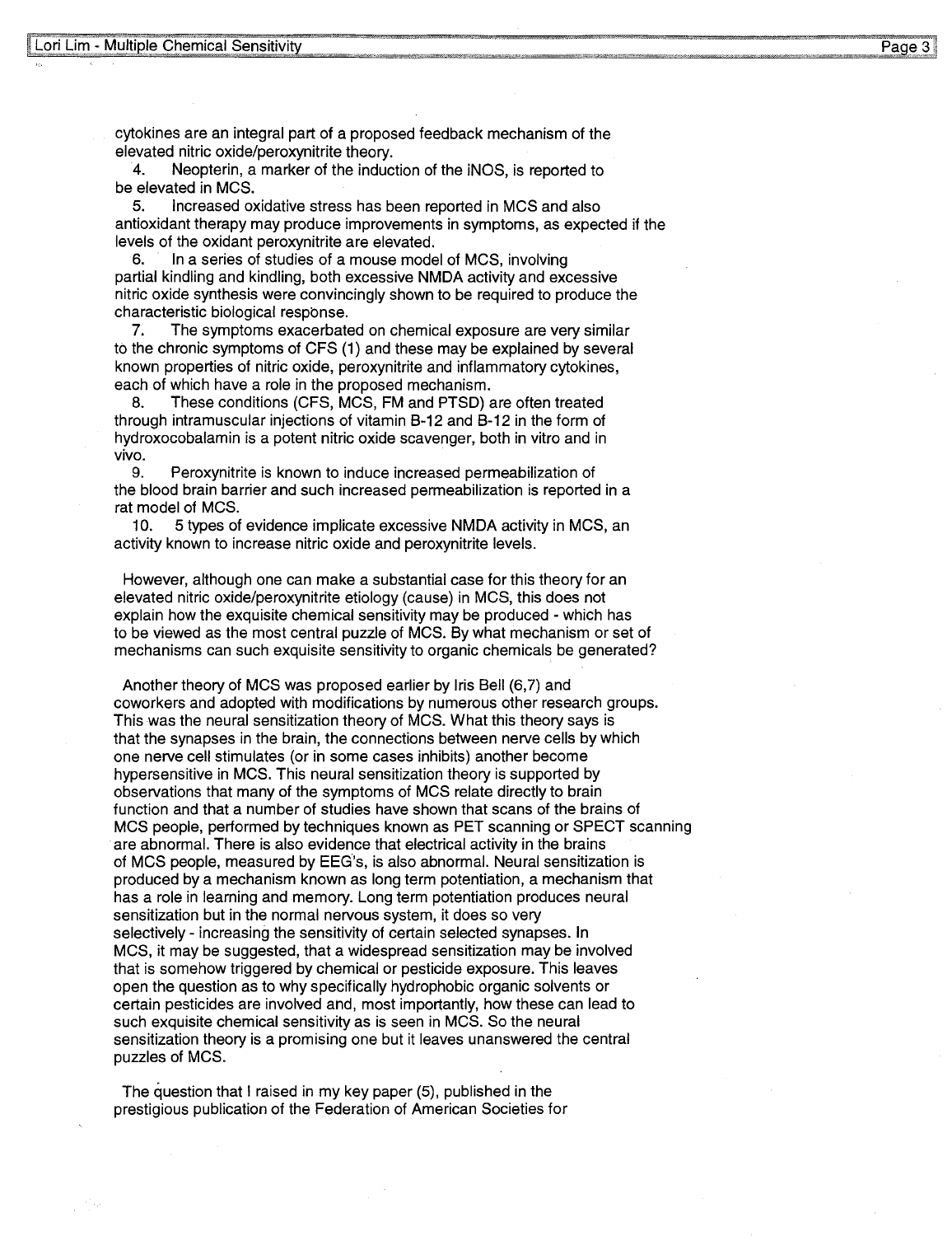cytokines are an integral part of a proposed feedback mechanism of the elevated nitric oxide/peroxynitrite theory.

4. Neopterin, a marker of the induction of the iNOS, is reported to be elevated in MCS.
5. Increased oxidative stress has been reported in MCS and also antioxidant therapy may produce improvements in symptoms, as expected if the levels of the oxidant peroxynitrite are elevated.
6. In a series of studies of a mouse model of MCS, involving partial kindling and kindling, both excessive NMDA activity and excessive nitric oxide synthesis were convincingly shown to be required to produce the characteristic biological response.
7. The symptoms exacerbated on chemical exposure are very similar to the chronic symptoms of CFS (1) and these may be explained by several known properties of nitric oxide, peroxynitrite and inflammatory cytokines, each of which have a role in the proposed mechanism.
8. These conditions (CFS, MCS, FM and PTSD) are often treated through intramuscular injections of vitamin B-12 and B-12 in the form of hydroxocobalamin is a potent nitric oxide scavenger, both in vitro and in vivo.
9. Peroxynitrite is known to induce increased permeabilization of the blood brain barrier and such increased permeabilization is reported in a rat model of MCS.
10. 5 types of evidence implicate excessive NMDA activity in MCS, an activity known to increase nitric oxide and peroxynitrite levels.

However, although one can make a substantial case for this theory for an elevated nitric oxide/peroxynitrite etiology (cause) in MCS, this does not explain how the exquisite chemical sensitivity may be produced - which has to be viewed as the most central puzzle of MCS. By what mechanism or set of mechanisms can such exquisite sensitivity to organic chemicals be generated?

Another theory of MCS was proposed earlier by Iris Bell (6,7) and coworkers and adopted with modifications by numerous other research groups. This was the neural sensitization theory of MCS. What this theory says is that the synapses in the brain, the connections between nerve cells by which one nerve cell stimulates (or in some cases inhibits) another become hypersensitive in MCS. This neural sensitization theory is supported by observations that many of the symptoms of MCS relate directly to brain function and that a number of studies have shown that scans of the brains of MCS people, performed by techniques known as PET scanning or SPECT scanning are abnormal. There is also evidence that electrical activity in the brains of MCS people, measured by EEG's, is also abnormal. Neural sensitization is produced by a mechanism known as long term potentiation, a mechanism that has a role in learning and memory. Long term potentiation produces neural sensitization but in the normal nervous system, it does so very selectively - increasing the sensitivity of certain selected synapses. In MCS, it may be suggested, that a widespread sensitization may be involved that is somehow triggered by chemical or pesticide exposure. This leaves open the question as to why specifically hydrophobic organic solvents or certain pesticides are involved and, most importantly, how these can lead to such exquisite chemical sensitivity as is seen in MCS. So the neural sensitization theory is a promising one but it leaves unanswered the central puzzles of MCS.

The question that I raised in my key paper (5), published in the prestigious publication of the Federation of American Societies for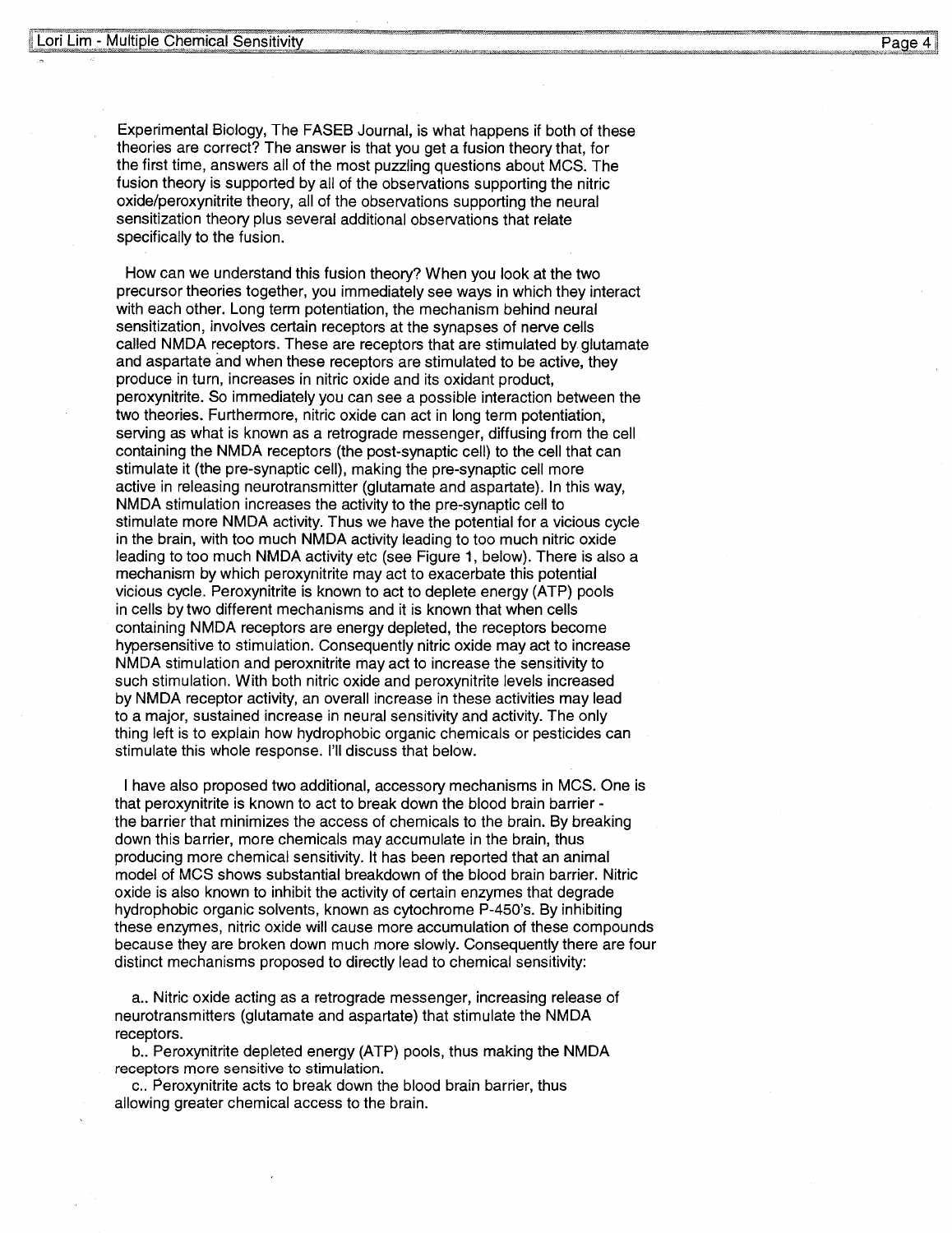Experimental Biology, The FASEB Journal, is what happens if both of these theories are correct? The answer is that you get a fusion theory that, for the first time, answers all of the most puzzling questions about MCS. The fusion theory is supported by all of the observations supporting the nitric oxide/peroxynitrite theory, all of the observations supporting the neural sensitization theory plus several additional observations that relate specifically to the fusion.

How can we understand this fusion theory? When you look at the two precursor theories together, you immediately see ways in which they interact with each other. Long term potentiation, the mechanism behind neural sensitization, involves certain receptors at the synapses of nerve cells called NMDA receptors. These are receptors that are stimulated by glutamate and aspartate and when these receptors are stimulated to be active, they produce in turn, increases in nitric oxide and its oxidant product, peroxynitrite. So immediately you can see a possible interaction between the two theories. Furthermore, nitric oxide can act in long term potentiation, serving as what is known as a retrograde messenger, diffusing from the cell containing the NMDA receptors (the post-synaptic cell) to the cell that can stimulate it (the pre-synaptic cell), making the pre-synaptic cell more active in releasing neurotransmitter (glutamate and aspartate). In this way, NMDA stimulation increases the activity to the pre-synaptic cell to stimulate more NMDA activity. Thus we have the potential for a vicious cycle in the brain, with too much NMDA activity leading to too much nitric oxide leading to too much NMDA activity etc (see Figure 1, below). There is also a mechanism by which peroxynitrite may act to exacerbate this potential vicious cycle. Peroxynitrite is known to act to deplete energy (ATP) pools in cells by two different mechanisms and it is known that when cells containing NMDA receptors are energy depleted, the receptors become hypersensitive to stimulation. Consequently nitric oxide may act to increase NMDA stimulation and peroxnitrite may act to increase the sensitivity to such stimulation. With both nitric oxide and peroxynitrite levels increased by NMDA receptor activity, an overall increase in these activities may lead to a major, sustained increase in neural sensitivity and activity. The only thing left is to explain how hydrophobic organic chemicals or pesticides can stimulate this whole response. I'll discuss that below.

I have also proposed two additional, accessory mechanisms in MCS. One is that peroxynitrite is known to act to break down the blood brain barrier - the barrier that minimizes the access of chemicals to the brain. By breaking down this barrier, more chemicals may accumulate in the brain, thus producing more chemical sensitivity. It has been reported that an animal model of MCS shows substantial breakdown of the blood brain barrier. Nitric oxide is also known to inhibit the activity of certain enzymes that degrade hydrophobic organic solvents, known as cytochrome P-450's. By inhibiting these enzymes, nitric oxide will cause more accumulation of these compounds because they are broken down much more slowly. Consequently there are four distinct mechanisms proposed to directly lead to chemical sensitivity:

a.. Nitric oxide acting as a retrograde messenger, increasing release of neurotransmitters (glutamate and aspartate) that stimulate the NMDA receptors.

b.. Peroxynitrite depleted energy (ATP) pools, thus making the NMDA receptors more sensitive to stimulation.

c.. Peroxynitrite acts to break down the blood brain barrier, thus allowing greater chemical access to the brain.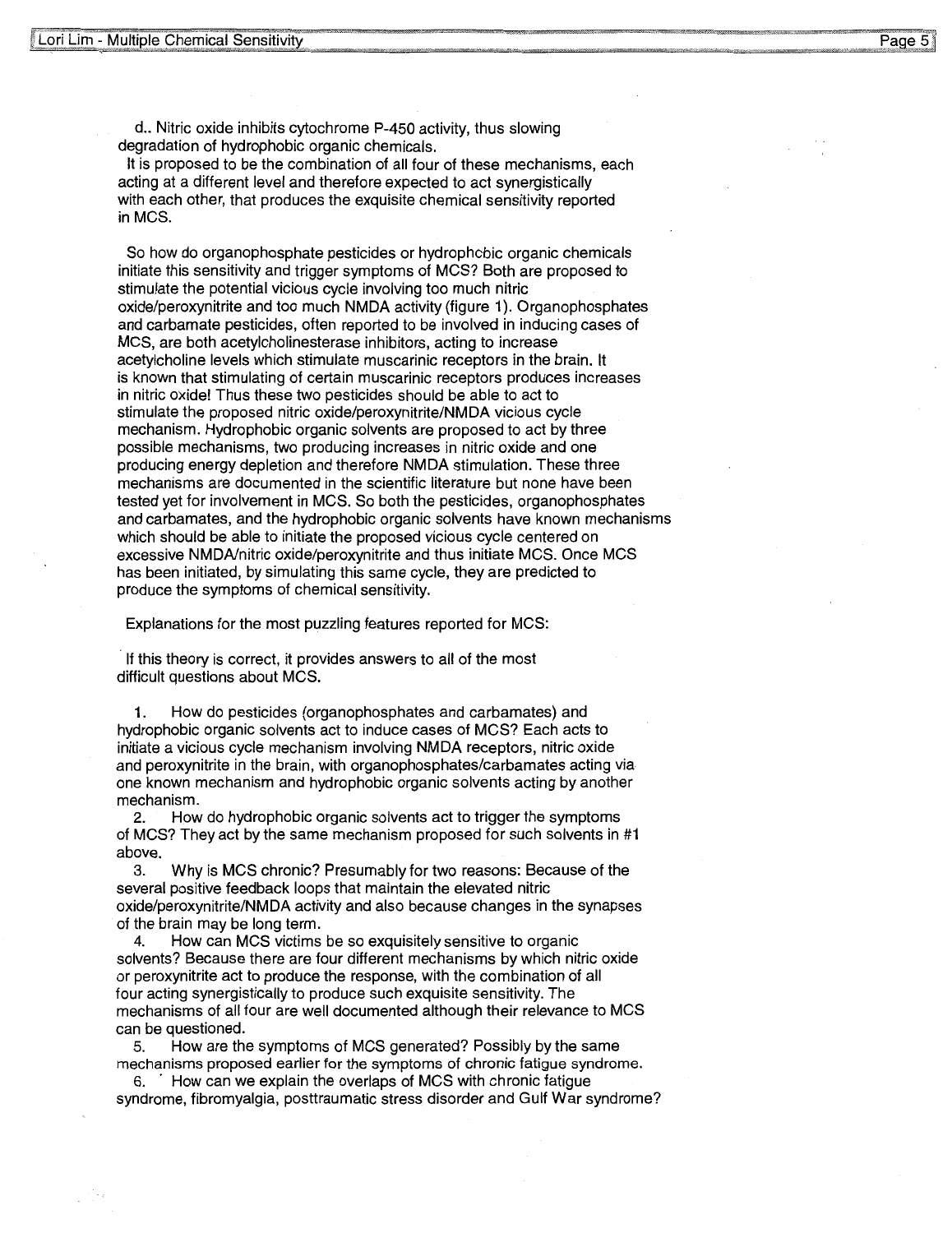d.. Nitric oxide inhibits cytochrome P-450 activity, thus slowing degradation of hydrophobic organic chemicals.
It is proposed to be the combination of all four of these mechanisms, each acting at a different level and therefore expected to act synergistically with each other, that produces the exquisite chemical sensitivity reported in MCS.

So how do organophosphate pesticides or hydrophobic organic chemicals initiate this sensitivity and trigger symptoms of MCS? Both are proposed to stimulate the potential vicious cycle involving too much nitric oxide/peroxynitrite and too much NMDA activity (figure 1). Organophosphates and carbamate pesticides, often reported to be involved in inducing cases of MCS, are both acetylcholinesterase inhibitors, acting to increase acetylcholine levels which stimulate muscarinic receptors in the brain. It is known that stimulating of certain muscarinic receptors produces increases in nitric oxide! Thus these two pesticides should be able to act to stimulate the proposed nitric oxide/peroxynitrite/NMDA vicious cycle mechanism. Hydrophobic organic solvents are proposed to act by three possible mechanisms, two producing increases in nitric oxide and one producing energy depletion and therefore NMDA stimulation. These three mechanisms are documented in the scientific literature but none have been tested yet for involvement in MCS. So both the pesticides, organophosphates and carbamates, and the hydrophobic organic solvents have known mechanisms which should be able to initiate the proposed vicious cycle centered on excessive NMDA/nitric oxide/peroxynitrite and thus initiate MCS. Once MCS has been initiated, by simulating this same cycle, they are predicted to produce the symptoms of chemical sensitivity.

Explanations for the most puzzling features reported for MCS:

If this theory is correct, it provides answers to all of the most difficult questions about MCS.

1. How do pesticides (organophosphates and carbamates) and hydrophobic organic solvents act to induce cases of MCS? Each acts to initiate a vicious cycle mechanism involving NMDA receptors, nitric oxide and peroxynitrite in the brain, with organophosphates/carbamates acting via one known mechanism and hydrophobic organic solvents acting by another mechanism.
2. How do hydrophobic organic solvents act to trigger the symptoms of MCS? They act by the same mechanism proposed for such solvents in #1 above.
3. Why is MCS chronic? Presumably for two reasons: Because of the several positive feedback loops that maintain the elevated nitric oxide/peroxynitrite/NMDA activity and also because changes in the synapses of the brain may be long term.
4. How can MCS victims be so exquisitely sensitive to organic solvents? Because there are four different mechanisms by which nitric oxide or peroxynitrite act to produce the response, with the combination of all four acting synergistically to produce such exquisite sensitivity. The mechanisms of all four are well documented although their relevance to MCS can be questioned.
5. How are the symptoms of MCS generated? Possibly by the same mechanisms proposed earlier for the symptoms of chronic fatigue syndrome.
6. How can we explain the overlaps of MCS with chronic fatigue syndrome, fibromyalgia, posttraumatic stress disorder and Gulf War syndrome?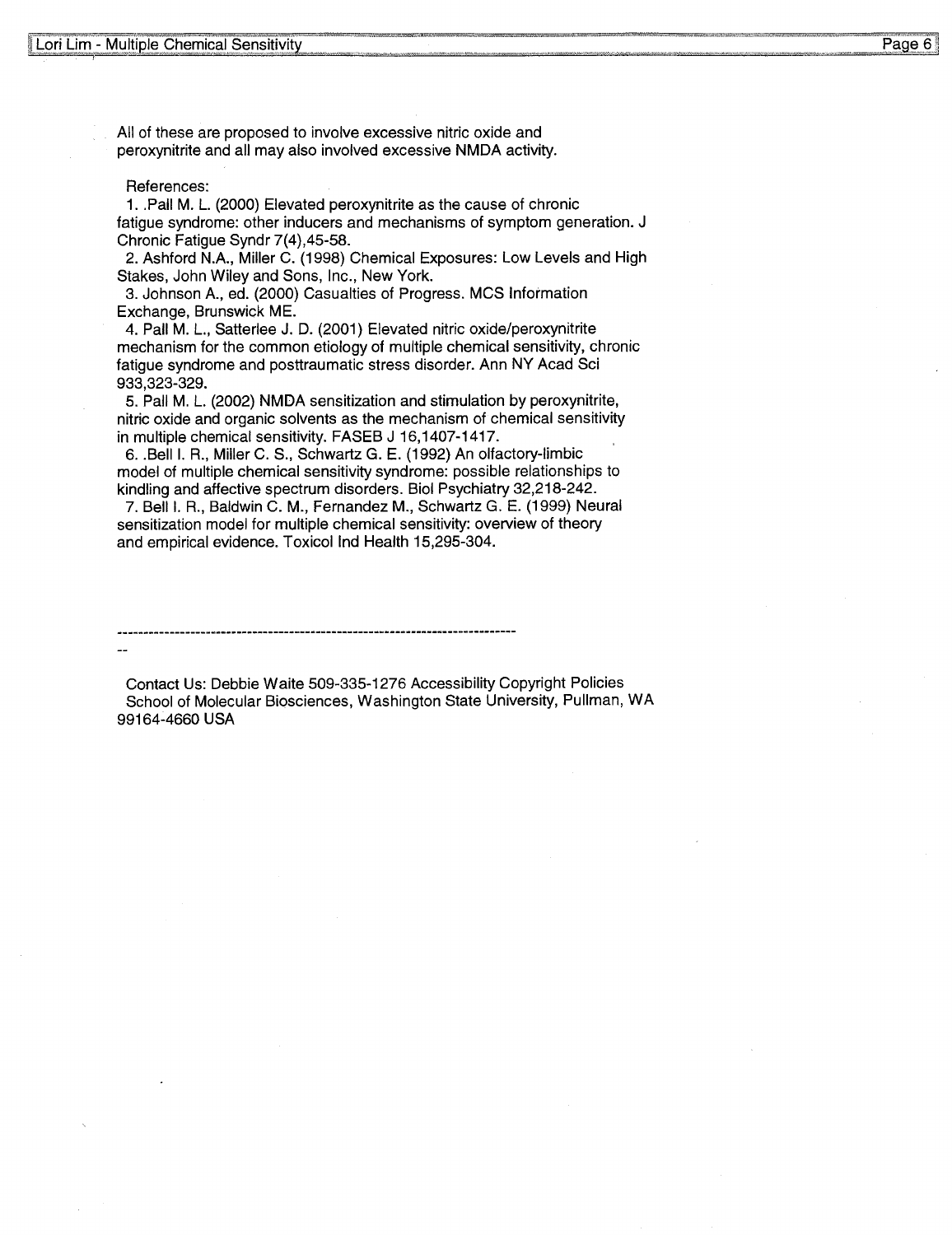All of these are proposed to involve excessive nitric oxide and peroxynitrite and all may also involved excessive NMDA activity.

References:

1. .Pall M. L. (2000) Elevated peroxynitrite as the cause of chronic fatigue syndrome: other inducers and mechanisms of symptom generation. J Chronic Fatigue Syndr 7(4),45-58.
2. Ashford N.A., Miller C. (1998) Chemical Exposures: Low Levels and High Stakes, John Wiley and Sons, Inc., New York.
3. Johnson A., ed. (2000) Casualties of Progress. MCS Information Exchange, Brunswick ME.
4. Pall M. L., Satterlee J. D. (2001) Elevated nitric oxide/peroxynitrite mechanism for the common etiology of multiple chemical sensitivity, chronic fatigue syndrome and posttraumatic stress disorder. Ann NY Acad Sci 933,323-329.
5. Pall M. L. (2002) NMDA sensitization and stimulation by peroxynitrite, nitric oxide and organic solvents as the mechanism of chemical sensitivity in multiple chemical sensitivity. FASEB J 16,1407-1417.
6. .Bell I. R., Miller C. S., Schwartz G. E. (1992) An olfactory-limbic model of multiple chemical sensitivity syndrome: possible relationships to kindling and affective spectrum disorders. Biol Psychiatry 32,218-242.
7. Bell I. R., Baldwin C. M., Fernandez M., Schwartz G. E. (1999) Neural sensitization model for multiple chemical sensitivity: overview of theory and empirical evidence. Toxicol Ind Health 15,295-304.

--------------------------------------------------------------------------------

--

Contact Us: Debbie Waite 509-335-1276 Accessibility Copyright Policies
School of Molecular Biosciences, Washington State University, Pullman, WA 99164-4660 USA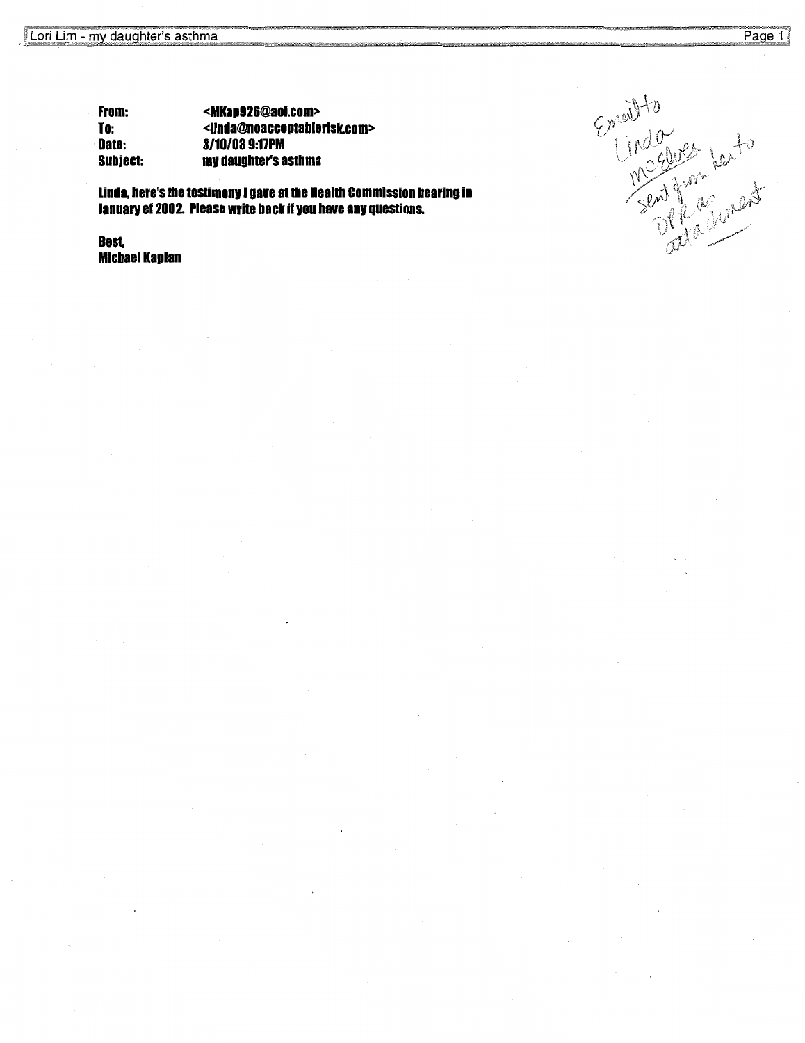**From:** <MKap926@aol.com>
**To:** <linda@noacceptablerisk.com>
**Date:** 3/10/03 9:17PM
**Subject:** my daughter's asthma

Linda, here's the testimony I gave at the Health Commission hearing in January of 2002. Please write back if you have any questions.

Best,
Michael Kaplan

Email to Linda McElver sent from her to DPR as attachment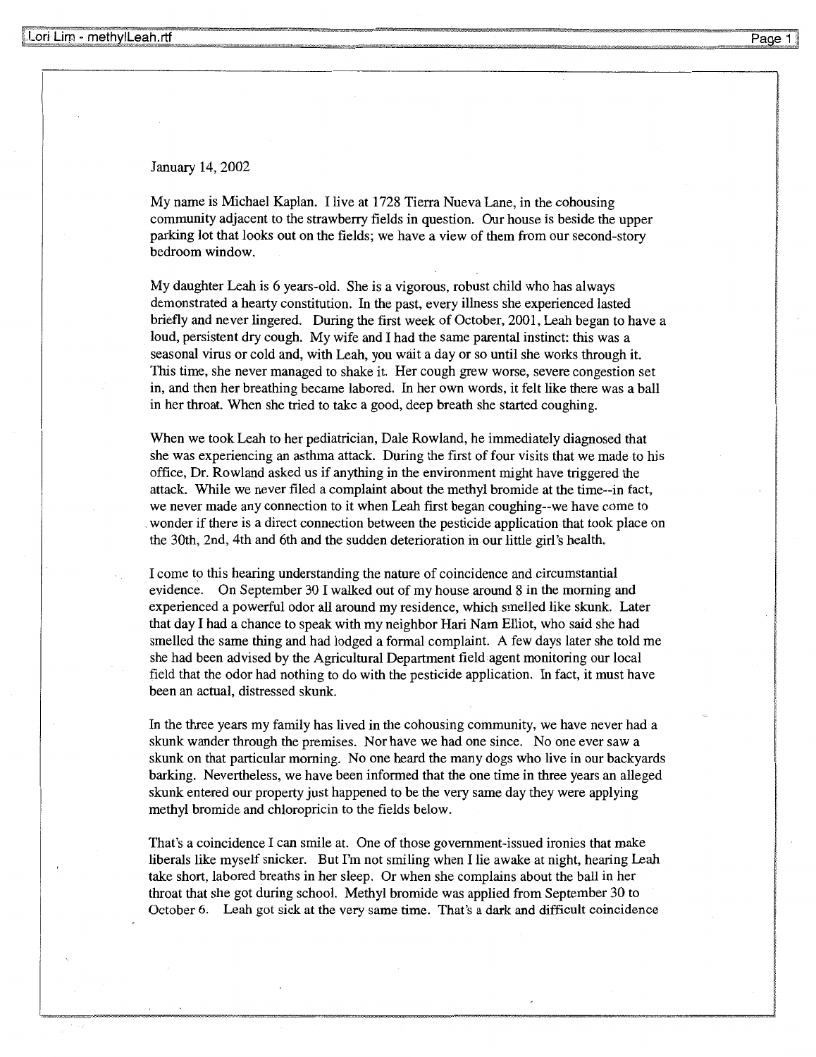January 14, 2002

My name is Michael Kaplan. I live at 1728 Tierra Nueva Lane, in the cohousing community adjacent to the strawberry fields in question. Our house is beside the upper parking lot that looks out on the fields; we have a view of them from our second-story bedroom window.

My daughter Leah is 6 years-old. She is a vigorous, robust child who has always demonstrated a hearty constitution. In the past, every illness she experienced lasted briefly and never lingered. During the first week of October, 2001, Leah began to have a loud, persistent dry cough. My wife and I had the same parental instinct: this was a seasonal virus or cold and, with Leah, you wait a day or so until she works through it. This time, she never managed to shake it. Her cough grew worse, severe congestion set in, and then her breathing became labored. In her own words, it felt like there was a ball in her throat. When she tried to take a good, deep breath she started coughing.

When we took Leah to her pediatrician, Dale Rowland, he immediately diagnosed that she was experiencing an asthma attack. During the first of four visits that we made to his office, Dr. Rowland asked us if anything in the environment might have triggered the attack. While we never filed a complaint about the methyl bromide at the time--in fact, we never made any connection to it when Leah first began coughing--we have come to wonder if there is a direct connection between the pesticide application that took place on the 30th, 2nd, 4th and 6th and the sudden deterioration in our little girl's health.

I come to this hearing understanding the nature of coincidence and circumstantial evidence. On September 30 I walked out of my house around 8 in the morning and experienced a powerful odor all around my residence, which smelled like skunk. Later that day I had a chance to speak with my neighbor Hari Nam Elliot, who said she had smelled the same thing and had lodged a formal complaint. A few days later she told me she had been advised by the Agricultural Department field agent monitoring our local field that the odor had nothing to do with the pesticide application. In fact, it must have been an actual, distressed skunk.

In the three years my family has lived in the cohousing community, we have never had a skunk wander through the premises. Nor have we had one since. No one ever saw a skunk on that particular morning. No one heard the many dogs who live in our backyards barking. Nevertheless, we have been informed that the one time in three years an alleged skunk entered our property just happened to be the very same day they were applying methyl bromide and chloropricin to the fields below.

That's a coincidence I can smile at. One of those government-issued ironies that make liberals like myself snicker. But I'm not smiling when I lie awake at night, hearing Leah take short, labored breaths in her sleep. Or when she complains about the ball in her throat that she got during school. Methyl bromide was applied from September 30 to October 6. Leah got sick at the very same time. That's a dark and difficult coincidence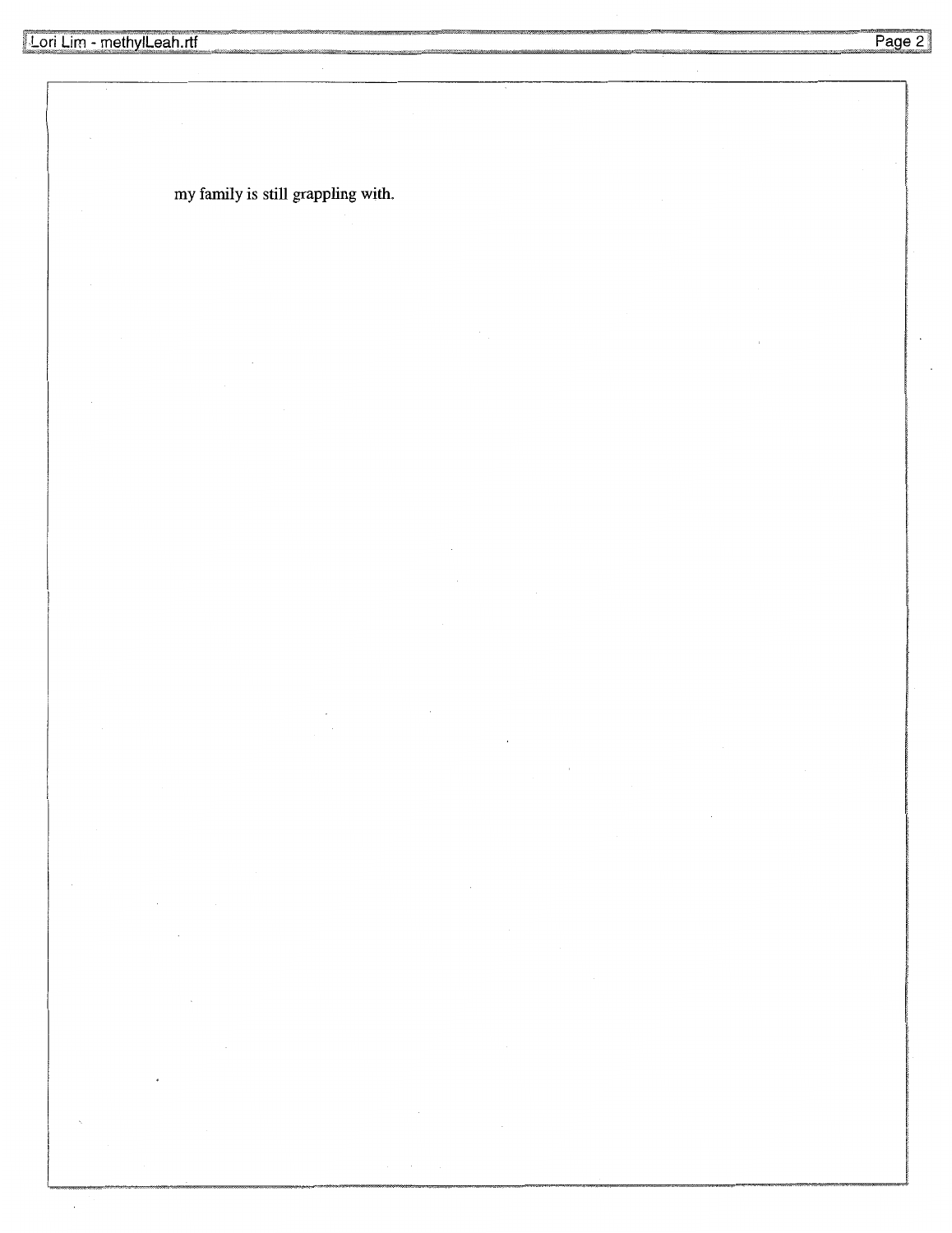my family is still grappling with.